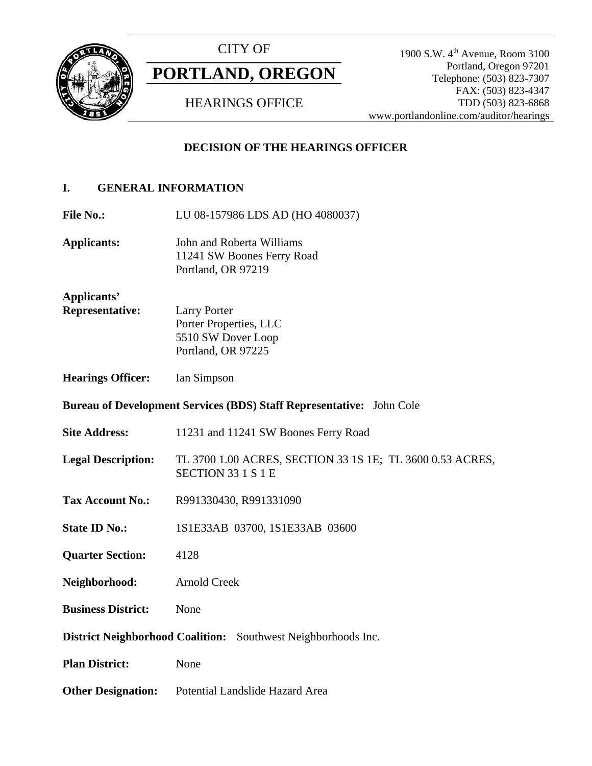CITY OF

# PORTLAND, OREGON

HEARINGS OFFICE

1900 S.W. 4th Avenue, Room 3100
Portland, Oregon 97201
Telephone: (503) 823-7307
FAX: (503) 823-4347
TDD (503) 823-6868
www.portlandonline.com/auditor/hearings

## DECISION OF THE HEARINGS OFFICER

### I. GENERAL INFORMATION

**File No.:** LU 08-157986 LDS AD (HO 4080037)

**Applicants:** John and Roberta Williams
11241 SW Boones Ferry Road
Portland, OR 97219

**Applicants' Representative:** Larry Porter
Porter Properties, LLC
5510 SW Dover Loop
Portland, OR 97225

**Hearings Officer:** Ian Simpson

**Bureau of Development Services (BDS) Staff Representative:** John Cole

**Site Address:** 11231 and 11241 SW Boones Ferry Road

**Legal Description:** TL 3700 1.00 ACRES, SECTION 33 1S 1E; TL 3600 0.53 ACRES, SECTION 33 1 S 1 E

**Tax Account No.:** R991330430, R991331090

**State ID No.:** 1S1E33AB 03700, 1S1E33AB 03600

**Quarter Section:** 4128

**Neighborhood:** Arnold Creek

**Business District:** None

**District Neighborhood Coalition:** Southwest Neighborhoods Inc.

**Plan District:** None

**Other Designation:** Potential Landslide Hazard Area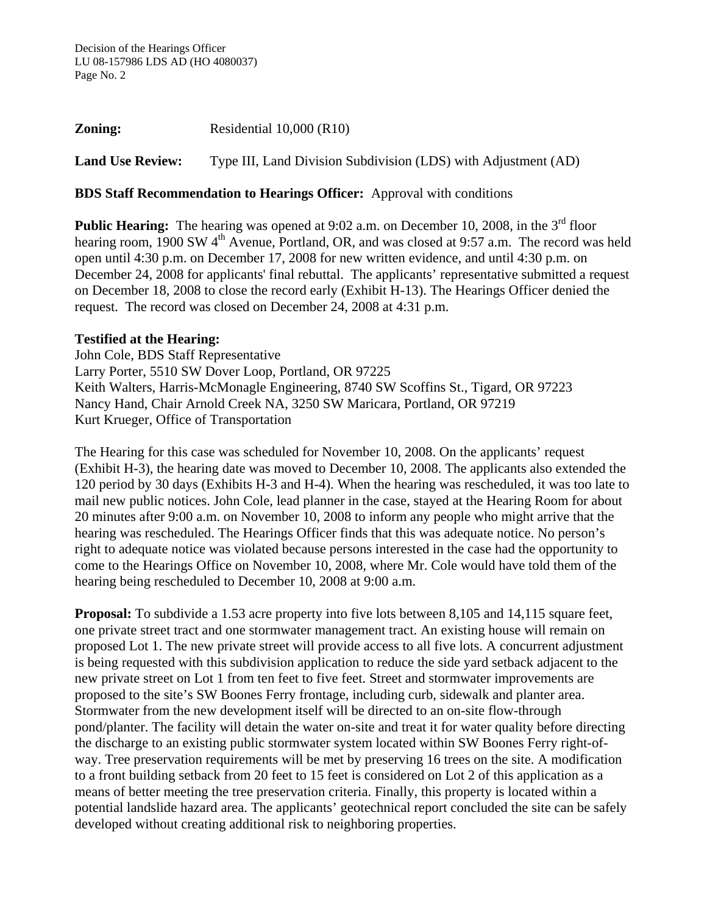**Zoning:** Residential 10,000 (R10)

**Land Use Review:** Type III, Land Division Subdivision (LDS) with Adjustment (AD)

**BDS Staff Recommendation to Hearings Officer:** Approval with conditions

**Public Hearing:** The hearing was opened at 9:02 a.m. on December 10, 2008, in the 3rd floor hearing room, 1900 SW 4th Avenue, Portland, OR, and was closed at 9:57 a.m. The record was held open until 4:30 p.m. on December 17, 2008 for new written evidence, and until 4:30 p.m. on December 24, 2008 for applicants' final rebuttal. The applicants' representative submitted a request on December 18, 2008 to close the record early (Exhibit H-13). The Hearings Officer denied the request. The record was closed on December 24, 2008 at 4:31 p.m.

**Testified at the Hearing:**
John Cole, BDS Staff Representative
Larry Porter, 5510 SW Dover Loop, Portland, OR 97225
Keith Walters, Harris-McMonagle Engineering, 8740 SW Scoffins St., Tigard, OR 97223
Nancy Hand, Chair Arnold Creek NA, 3250 SW Maricara, Portland, OR 97219
Kurt Krueger, Office of Transportation

The Hearing for this case was scheduled for November 10, 2008. On the applicants' request (Exhibit H-3), the hearing date was moved to December 10, 2008. The applicants also extended the 120 period by 30 days (Exhibits H-3 and H-4). When the hearing was rescheduled, it was too late to mail new public notices. John Cole, lead planner in the case, stayed at the Hearing Room for about 20 minutes after 9:00 a.m. on November 10, 2008 to inform any people who might arrive that the hearing was rescheduled. The Hearings Officer finds that this was adequate notice. No person's right to adequate notice was violated because persons interested in the case had the opportunity to come to the Hearings Office on November 10, 2008, where Mr. Cole would have told them of the hearing being rescheduled to December 10, 2008 at 9:00 a.m.

**Proposal:** To subdivide a 1.53 acre property into five lots between 8,105 and 14,115 square feet, one private street tract and one stormwater management tract. An existing house will remain on proposed Lot 1. The new private street will provide access to all five lots. A concurrent adjustment is being requested with this subdivision application to reduce the side yard setback adjacent to the new private street on Lot 1 from ten feet to five feet. Street and stormwater improvements are proposed to the site's SW Boones Ferry frontage, including curb, sidewalk and planter area. Stormwater from the new development itself will be directed to an on-site flow-through pond/planter. The facility will detain the water on-site and treat it for water quality before directing the discharge to an existing public stormwater system located within SW Boones Ferry right-of-way. Tree preservation requirements will be met by preserving 16 trees on the site. A modification to a front building setback from 20 feet to 15 feet is considered on Lot 2 of this application as a means of better meeting the tree preservation criteria. Finally, this property is located within a potential landslide hazard area. The applicants' geotechnical report concluded the site can be safely developed without creating additional risk to neighboring properties.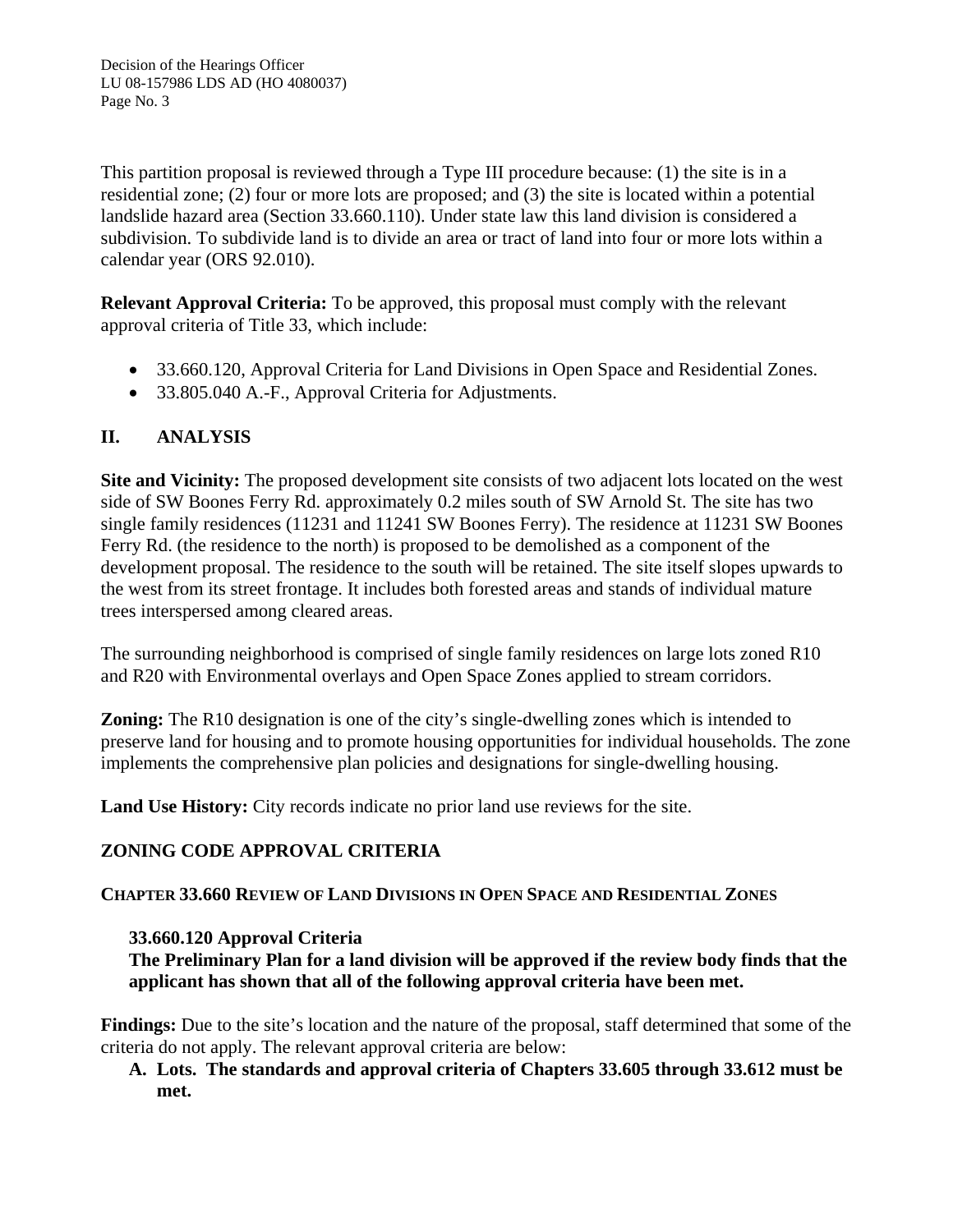This partition proposal is reviewed through a Type III procedure because: (1) the site is in a residential zone; (2) four or more lots are proposed; and (3) the site is located within a potential landslide hazard area (Section 33.660.110). Under state law this land division is considered a subdivision. To subdivide land is to divide an area or tract of land into four or more lots within a calendar year (ORS 92.010).

**Relevant Approval Criteria:** To be approved, this proposal must comply with the relevant approval criteria of Title 33, which include:

- 33.660.120, Approval Criteria for Land Divisions in Open Space and Residential Zones.
- 33.805.040 A.-F., Approval Criteria for Adjustments.

## II. ANALYSIS

**Site and Vicinity:** The proposed development site consists of two adjacent lots located on the west side of SW Boones Ferry Rd. approximately 0.2 miles south of SW Arnold St. The site has two single family residences (11231 and 11241 SW Boones Ferry). The residence at 11231 SW Boones Ferry Rd. (the residence to the north) is proposed to be demolished as a component of the development proposal. The residence to the south will be retained. The site itself slopes upwards to the west from its street frontage. It includes both forested areas and stands of individual mature trees interspersed among cleared areas.

The surrounding neighborhood is comprised of single family residences on large lots zoned R10 and R20 with Environmental overlays and Open Space Zones applied to stream corridors.

**Zoning:** The R10 designation is one of the city's single-dwelling zones which is intended to preserve land for housing and to promote housing opportunities for individual households. The zone implements the comprehensive plan policies and designations for single-dwelling housing.

**Land Use History:** City records indicate no prior land use reviews for the site.

## ZONING CODE APPROVAL CRITERIA

### CHAPTER 33.660 REVIEW OF LAND DIVISIONS IN OPEN SPACE AND RESIDENTIAL ZONES

**33.660.120 Approval Criteria**
**The Preliminary Plan for a land division will be approved if the review body finds that the applicant has shown that all of the following approval criteria have been met.**

**Findings:** Due to the site's location and the nature of the proposal, staff determined that some of the criteria do not apply. The relevant approval criteria are below:

**A. Lots. The standards and approval criteria of Chapters 33.605 through 33.612 must be met.**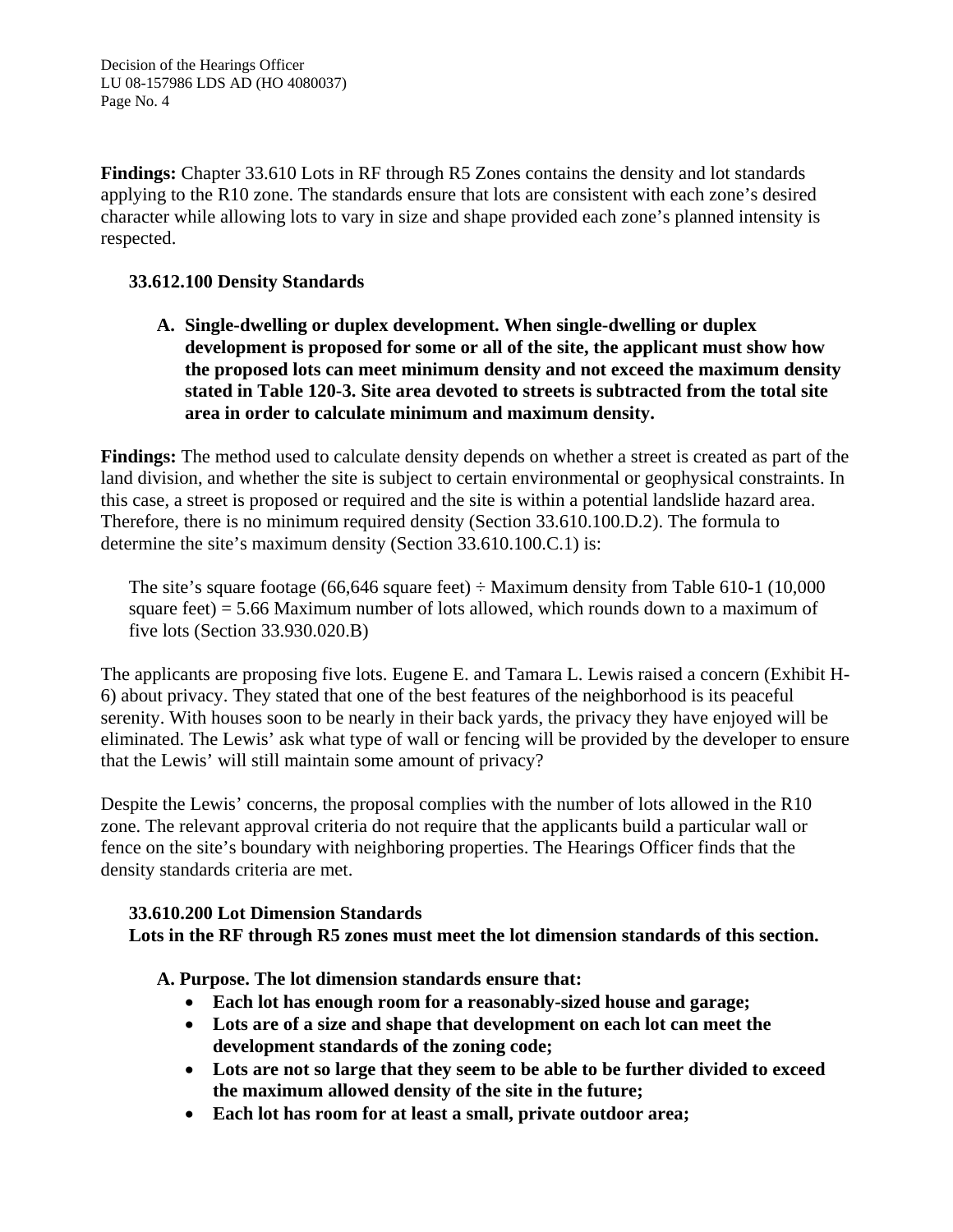**Findings:** Chapter 33.610 Lots in RF through R5 Zones contains the density and lot standards applying to the R10 zone. The standards ensure that lots are consistent with each zone's desired character while allowing lots to vary in size and shape provided each zone's planned intensity is respected.

**33.612.100 Density Standards**

**A. Single-dwelling or duplex development. When single-dwelling or duplex development is proposed for some or all of the site, the applicant must show how the proposed lots can meet minimum density and not exceed the maximum density stated in Table 120-3. Site area devoted to streets is subtracted from the total site area in order to calculate minimum and maximum density.**

**Findings:** The method used to calculate density depends on whether a street is created as part of the land division, and whether the site is subject to certain environmental or geophysical constraints. In this case, a street is proposed or required and the site is within a potential landslide hazard area. Therefore, there is no minimum required density (Section 33.610.100.D.2). The formula to determine the site's maximum density (Section 33.610.100.C.1) is:

> The site's square footage (66,646 square feet) ÷ Maximum density from Table 610-1 (10,000 square feet) = 5.66 Maximum number of lots allowed, which rounds down to a maximum of five lots (Section 33.930.020.B)

The applicants are proposing five lots. Eugene E. and Tamara L. Lewis raised a concern (Exhibit H-6) about privacy. They stated that one of the best features of the neighborhood is its peaceful serenity. With houses soon to be nearly in their back yards, the privacy they have enjoyed will be eliminated. The Lewis' ask what type of wall or fencing will be provided by the developer to ensure that the Lewis' will still maintain some amount of privacy?

Despite the Lewis' concerns, the proposal complies with the number of lots allowed in the R10 zone. The relevant approval criteria do not require that the applicants build a particular wall or fence on the site's boundary with neighboring properties. The Hearings Officer finds that the density standards criteria are met.

**33.610.200 Lot Dimension Standards**
**Lots in the RF through R5 zones must meet the lot dimension standards of this section.**

**A. Purpose. The lot dimension standards ensure that:**

- **Each lot has enough room for a reasonably-sized house and garage;**
- **Lots are of a size and shape that development on each lot can meet the development standards of the zoning code;**
- **Lots are not so large that they seem to be able to be further divided to exceed the maximum allowed density of the site in the future;**
- **Each lot has room for at least a small, private outdoor area;**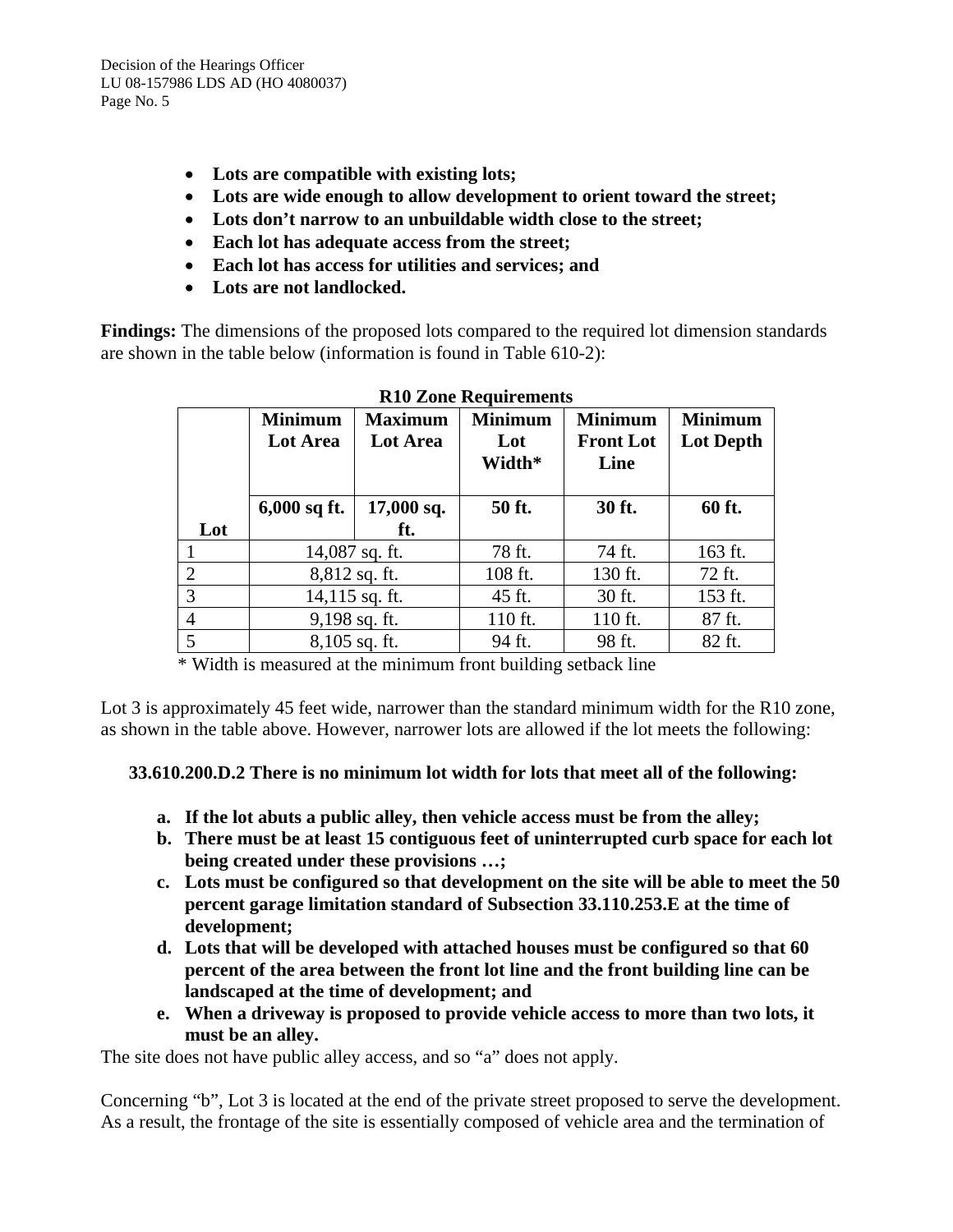- **Lots are compatible with existing lots;**
- **Lots are wide enough to allow development to orient toward the street;**
- **Lots don't narrow to an unbuildable width close to the street;**
- **Each lot has adequate access from the street;**
- **Each lot has access for utilities and services; and**
- **Lots are not landlocked.**

**Findings:** The dimensions of the proposed lots compared to the required lot dimension standards are shown in the table below (information is found in Table 610-2):

**R10 Zone Requirements**

| Lot | Minimum Lot Area<br>6,000 sq ft. | Maximum Lot Area<br>17,000 sq. ft. | Minimum Lot Width*<br>50 ft. | Minimum Front Lot Line<br>30 ft. | Minimum Lot Depth<br>60 ft. |
|---|---|---|---|---|---|
| 1 | 14,087 sq. ft. | | 78 ft. | 74 ft. | 163 ft. |
| 2 | 8,812 sq. ft. | | 108 ft. | 130 ft. | 72 ft. |
| 3 | 14,115 sq. ft. | | 45 ft. | 30 ft. | 153 ft. |
| 4 | 9,198 sq. ft. | | 110 ft. | 110 ft. | 87 ft. |
| 5 | 8,105 sq. ft. | | 94 ft. | 98 ft. | 82 ft. |

\* Width is measured at the minimum front building setback line

Lot 3 is approximately 45 feet wide, narrower than the standard minimum width for the R10 zone, as shown in the table above. However, narrower lots are allowed if the lot meets the following:

**33.610.200.D.2 There is no minimum lot width for lots that meet all of the following:**

- **a. If the lot abuts a public alley, then vehicle access must be from the alley;**
- **b. There must be at least 15 contiguous feet of uninterrupted curb space for each lot being created under these provisions …;**
- **c. Lots must be configured so that development on the site will be able to meet the 50 percent garage limitation standard of Subsection 33.110.253.E at the time of development;**
- **d. Lots that will be developed with attached houses must be configured so that 60 percent of the area between the front lot line and the front building line can be landscaped at the time of development; and**
- **e. When a driveway is proposed to provide vehicle access to more than two lots, it must be an alley.**

The site does not have public alley access, and so "a" does not apply.

Concerning "b", Lot 3 is located at the end of the private street proposed to serve the development. As a result, the frontage of the site is essentially composed of vehicle area and the termination of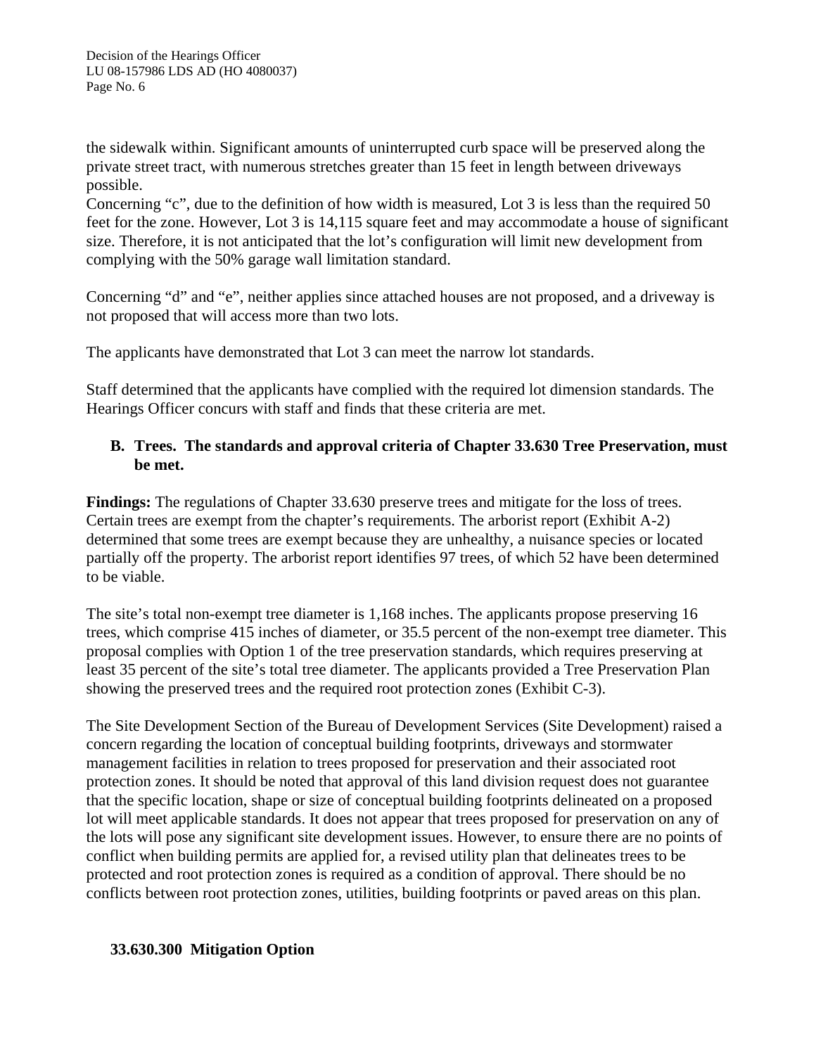the sidewalk within. Significant amounts of uninterrupted curb space will be preserved along the private street tract, with numerous stretches greater than 15 feet in length between driveways possible.

Concerning "c", due to the definition of how width is measured, Lot 3 is less than the required 50 feet for the zone. However, Lot 3 is 14,115 square feet and may accommodate a house of significant size. Therefore, it is not anticipated that the lot's configuration will limit new development from complying with the 50% garage wall limitation standard.

Concerning "d" and "e", neither applies since attached houses are not proposed, and a driveway is not proposed that will access more than two lots.

The applicants have demonstrated that Lot 3 can meet the narrow lot standards.

Staff determined that the applicants have complied with the required lot dimension standards. The Hearings Officer concurs with staff and finds that these criteria are met.

**B. Trees. The standards and approval criteria of Chapter 33.630 Tree Preservation, must be met.**

**Findings:** The regulations of Chapter 33.630 preserve trees and mitigate for the loss of trees. Certain trees are exempt from the chapter's requirements. The arborist report (Exhibit A-2) determined that some trees are exempt because they are unhealthy, a nuisance species or located partially off the property. The arborist report identifies 97 trees, of which 52 have been determined to be viable.

The site's total non-exempt tree diameter is 1,168 inches. The applicants propose preserving 16 trees, which comprise 415 inches of diameter, or 35.5 percent of the non-exempt tree diameter. This proposal complies with Option 1 of the tree preservation standards, which requires preserving at least 35 percent of the site's total tree diameter. The applicants provided a Tree Preservation Plan showing the preserved trees and the required root protection zones (Exhibit C-3).

The Site Development Section of the Bureau of Development Services (Site Development) raised a concern regarding the location of conceptual building footprints, driveways and stormwater management facilities in relation to trees proposed for preservation and their associated root protection zones. It should be noted that approval of this land division request does not guarantee that the specific location, shape or size of conceptual building footprints delineated on a proposed lot will meet applicable standards. It does not appear that trees proposed for preservation on any of the lots will pose any significant site development issues. However, to ensure there are no points of conflict when building permits are applied for, a revised utility plan that delineates trees to be protected and root protection zones is required as a condition of approval. There should be no conflicts between root protection zones, utilities, building footprints or paved areas on this plan.

**33.630.300 Mitigation Option**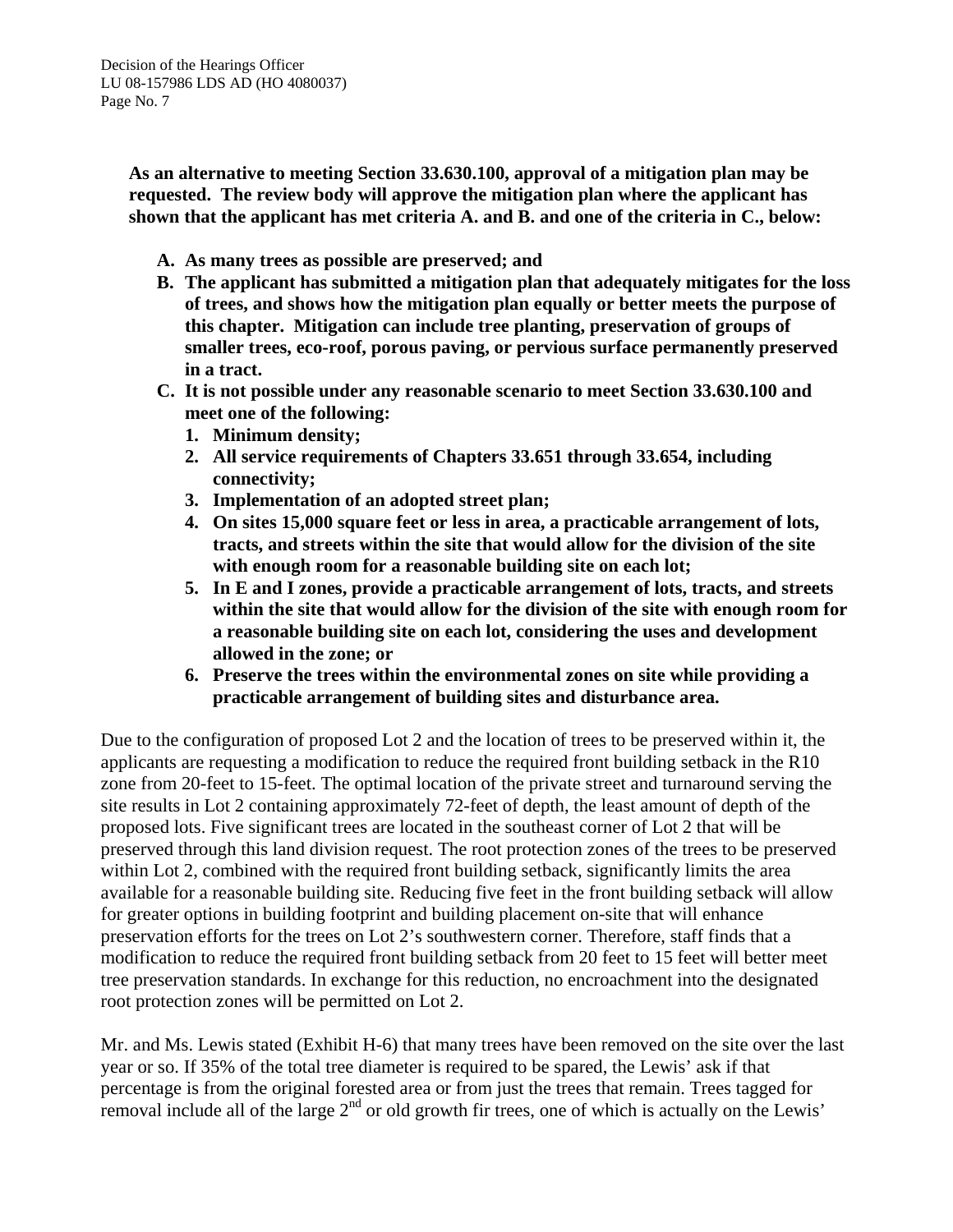**As an alternative to meeting Section 33.630.100, approval of a mitigation plan may be requested. The review body will approve the mitigation plan where the applicant has shown that the applicant has met criteria A. and B. and one of the criteria in C., below:**

- **A. As many trees as possible are preserved; and**
- **B. The applicant has submitted a mitigation plan that adequately mitigates for the loss of trees, and shows how the mitigation plan equally or better meets the purpose of this chapter. Mitigation can include tree planting, preservation of groups of smaller trees, eco-roof, porous paving, or pervious surface permanently preserved in a tract.**
- **C. It is not possible under any reasonable scenario to meet Section 33.630.100 and meet one of the following:**
  1. **Minimum density;**
  2. **All service requirements of Chapters 33.651 through 33.654, including connectivity;**
  3. **Implementation of an adopted street plan;**
  4. **On sites 15,000 square feet or less in area, a practicable arrangement of lots, tracts, and streets within the site that would allow for the division of the site with enough room for a reasonable building site on each lot;**
  5. **In E and I zones, provide a practicable arrangement of lots, tracts, and streets within the site that would allow for the division of the site with enough room for a reasonable building site on each lot, considering the uses and development allowed in the zone; or**
  6. **Preserve the trees within the environmental zones on site while providing a practicable arrangement of building sites and disturbance area.**

Due to the configuration of proposed Lot 2 and the location of trees to be preserved within it, the applicants are requesting a modification to reduce the required front building setback in the R10 zone from 20-feet to 15-feet. The optimal location of the private street and turnaround serving the site results in Lot 2 containing approximately 72-feet of depth, the least amount of depth of the proposed lots. Five significant trees are located in the southeast corner of Lot 2 that will be preserved through this land division request. The root protection zones of the trees to be preserved within Lot 2, combined with the required front building setback, significantly limits the area available for a reasonable building site. Reducing five feet in the front building setback will allow for greater options in building footprint and building placement on-site that will enhance preservation efforts for the trees on Lot 2's southwestern corner. Therefore, staff finds that a modification to reduce the required front building setback from 20 feet to 15 feet will better meet tree preservation standards. In exchange for this reduction, no encroachment into the designated root protection zones will be permitted on Lot 2.

Mr. and Ms. Lewis stated (Exhibit H-6) that many trees have been removed on the site over the last year or so. If 35% of the total tree diameter is required to be spared, the Lewis' ask if that percentage is from the original forested area or from just the trees that remain. Trees tagged for removal include all of the large 2nd or old growth fir trees, one of which is actually on the Lewis'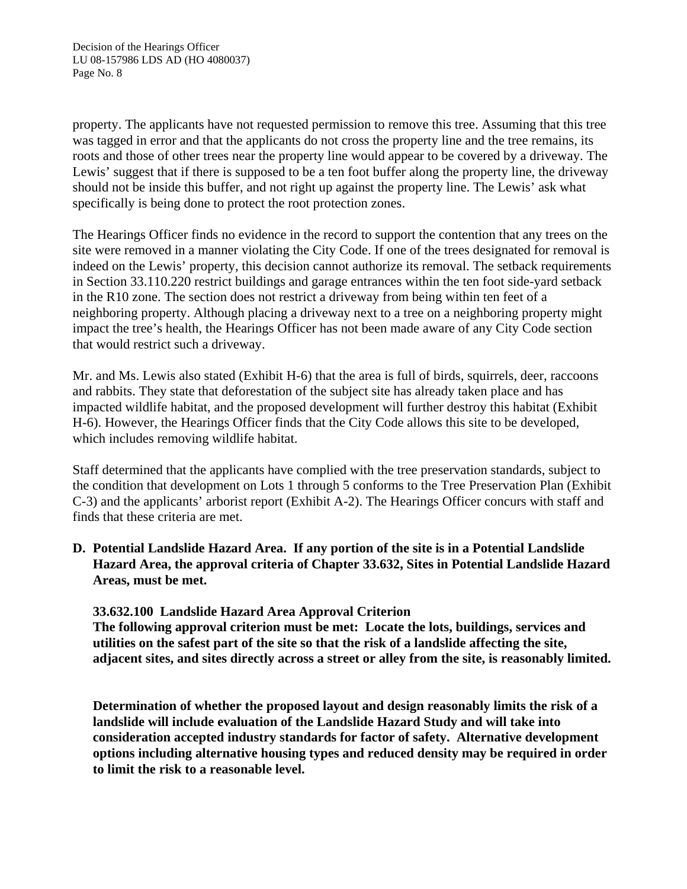property. The applicants have not requested permission to remove this tree. Assuming that this tree was tagged in error and that the applicants do not cross the property line and the tree remains, its roots and those of other trees near the property line would appear to be covered by a driveway. The Lewis' suggest that if there is supposed to be a ten foot buffer along the property line, the driveway should not be inside this buffer, and not right up against the property line. The Lewis' ask what specifically is being done to protect the root protection zones.

The Hearings Officer finds no evidence in the record to support the contention that any trees on the site were removed in a manner violating the City Code. If one of the trees designated for removal is indeed on the Lewis' property, this decision cannot authorize its removal. The setback requirements in Section 33.110.220 restrict buildings and garage entrances within the ten foot side-yard setback in the R10 zone. The section does not restrict a driveway from being within ten feet of a neighboring property. Although placing a driveway next to a tree on a neighboring property might impact the tree's health, the Hearings Officer has not been made aware of any City Code section that would restrict such a driveway.

Mr. and Ms. Lewis also stated (Exhibit H-6) that the area is full of birds, squirrels, deer, raccoons and rabbits. They state that deforestation of the subject site has already taken place and has impacted wildlife habitat, and the proposed development will further destroy this habitat (Exhibit H-6). However, the Hearings Officer finds that the City Code allows this site to be developed, which includes removing wildlife habitat.

Staff determined that the applicants have complied with the tree preservation standards, subject to the condition that development on Lots 1 through 5 conforms to the Tree Preservation Plan (Exhibit C-3) and the applicants' arborist report (Exhibit A-2). The Hearings Officer concurs with staff and finds that these criteria are met.

**D. Potential Landslide Hazard Area. If any portion of the site is in a Potential Landslide Hazard Area, the approval criteria of Chapter 33.632, Sites in Potential Landslide Hazard Areas, must be met.**

**33.632.100 Landslide Hazard Area Approval Criterion**
**The following approval criterion must be met: Locate the lots, buildings, services and utilities on the safest part of the site so that the risk of a landslide affecting the site, adjacent sites, and sites directly across a street or alley from the site, is reasonably limited.**

**Determination of whether the proposed layout and design reasonably limits the risk of a landslide will include evaluation of the Landslide Hazard Study and will take into consideration accepted industry standards for factor of safety. Alternative development options including alternative housing types and reduced density may be required in order to limit the risk to a reasonable level.**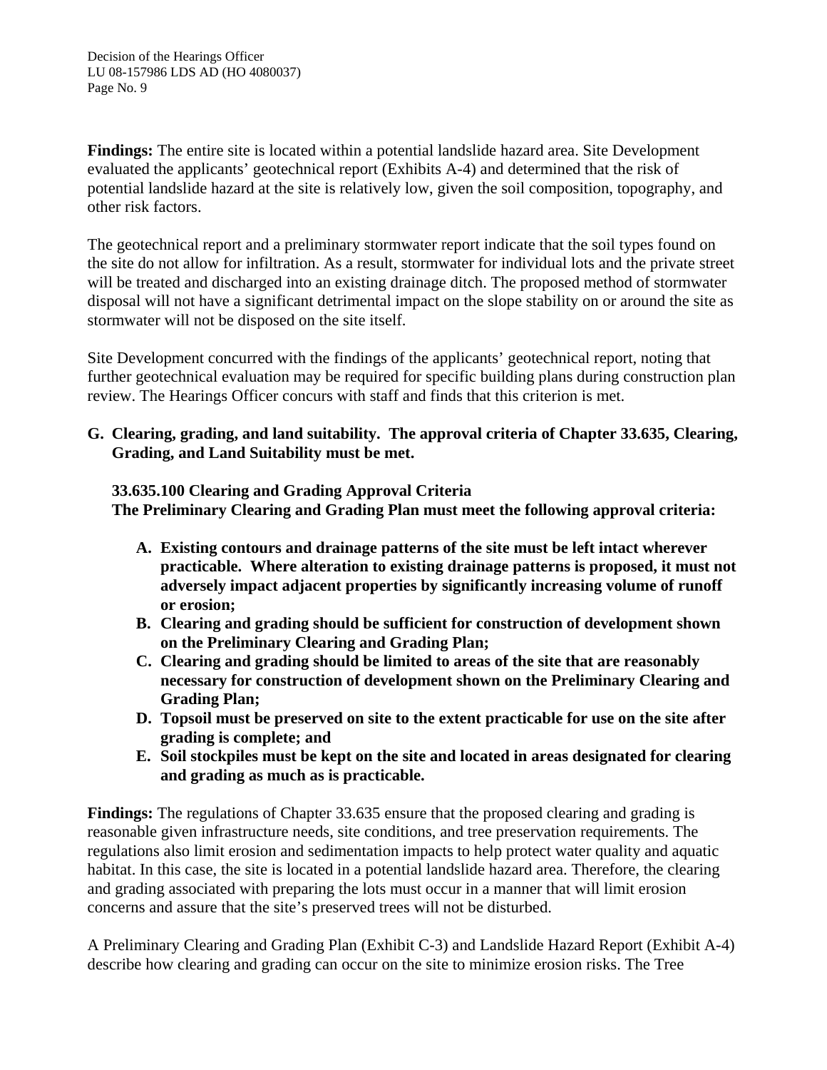**Findings:** The entire site is located within a potential landslide hazard area. Site Development evaluated the applicants' geotechnical report (Exhibits A-4) and determined that the risk of potential landslide hazard at the site is relatively low, given the soil composition, topography, and other risk factors.

The geotechnical report and a preliminary stormwater report indicate that the soil types found on the site do not allow for infiltration. As a result, stormwater for individual lots and the private street will be treated and discharged into an existing drainage ditch. The proposed method of stormwater disposal will not have a significant detrimental impact on the slope stability on or around the site as stormwater will not be disposed on the site itself.

Site Development concurred with the findings of the applicants' geotechnical report, noting that further geotechnical evaluation may be required for specific building plans during construction plan review. The Hearings Officer concurs with staff and finds that this criterion is met.

**G. Clearing, grading, and land suitability. The approval criteria of Chapter 33.635, Clearing, Grading, and Land Suitability must be met.**

**33.635.100 Clearing and Grading Approval Criteria**
**The Preliminary Clearing and Grading Plan must meet the following approval criteria:**

- **A. Existing contours and drainage patterns of the site must be left intact wherever practicable. Where alteration to existing drainage patterns is proposed, it must not adversely impact adjacent properties by significantly increasing volume of runoff or erosion;**
- **B. Clearing and grading should be sufficient for construction of development shown on the Preliminary Clearing and Grading Plan;**
- **C. Clearing and grading should be limited to areas of the site that are reasonably necessary for construction of development shown on the Preliminary Clearing and Grading Plan;**
- **D. Topsoil must be preserved on site to the extent practicable for use on the site after grading is complete; and**
- **E. Soil stockpiles must be kept on the site and located in areas designated for clearing and grading as much as is practicable.**

**Findings:** The regulations of Chapter 33.635 ensure that the proposed clearing and grading is reasonable given infrastructure needs, site conditions, and tree preservation requirements. The regulations also limit erosion and sedimentation impacts to help protect water quality and aquatic habitat. In this case, the site is located in a potential landslide hazard area. Therefore, the clearing and grading associated with preparing the lots must occur in a manner that will limit erosion concerns and assure that the site's preserved trees will not be disturbed.

A Preliminary Clearing and Grading Plan (Exhibit C-3) and Landslide Hazard Report (Exhibit A-4) describe how clearing and grading can occur on the site to minimize erosion risks. The Tree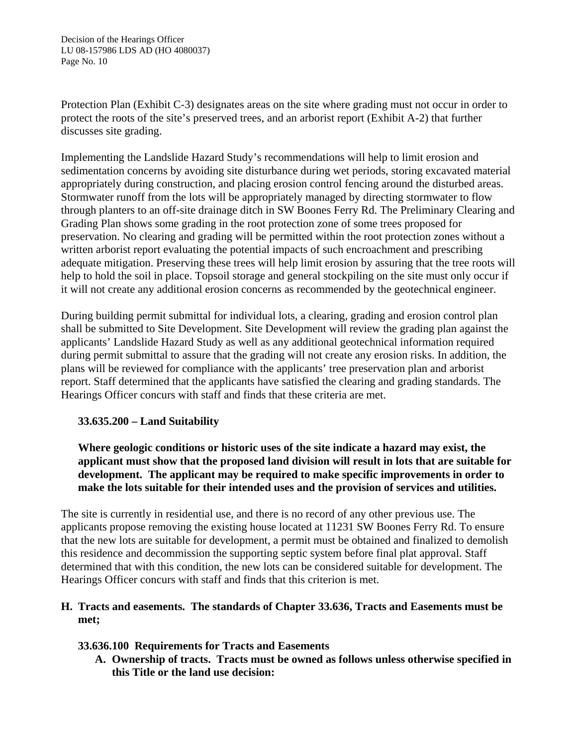Protection Plan (Exhibit C-3) designates areas on the site where grading must not occur in order to protect the roots of the site's preserved trees, and an arborist report (Exhibit A-2) that further discusses site grading.

Implementing the Landslide Hazard Study's recommendations will help to limit erosion and sedimentation concerns by avoiding site disturbance during wet periods, storing excavated material appropriately during construction, and placing erosion control fencing around the disturbed areas. Stormwater runoff from the lots will be appropriately managed by directing stormwater to flow through planters to an off-site drainage ditch in SW Boones Ferry Rd. The Preliminary Clearing and Grading Plan shows some grading in the root protection zone of some trees proposed for preservation. No clearing and grading will be permitted within the root protection zones without a written arborist report evaluating the potential impacts of such encroachment and prescribing adequate mitigation. Preserving these trees will help limit erosion by assuring that the tree roots will help to hold the soil in place. Topsoil storage and general stockpiling on the site must only occur if it will not create any additional erosion concerns as recommended by the geotechnical engineer.

During building permit submittal for individual lots, a clearing, grading and erosion control plan shall be submitted to Site Development. Site Development will review the grading plan against the applicants' Landslide Hazard Study as well as any additional geotechnical information required during permit submittal to assure that the grading will not create any erosion risks. In addition, the plans will be reviewed for compliance with the applicants' tree preservation plan and arborist report. Staff determined that the applicants have satisfied the clearing and grading standards. The Hearings Officer concurs with staff and finds that these criteria are met.

**33.635.200 – Land Suitability**

**Where geologic conditions or historic uses of the site indicate a hazard may exist, the applicant must show that the proposed land division will result in lots that are suitable for development. The applicant may be required to make specific improvements in order to make the lots suitable for their intended uses and the provision of services and utilities.**

The site is currently in residential use, and there is no record of any other previous use. The applicants propose removing the existing house located at 11231 SW Boones Ferry Rd. To ensure that the new lots are suitable for development, a permit must be obtained and finalized to demolish this residence and decommission the supporting septic system before final plat approval. Staff determined that with this condition, the new lots can be considered suitable for development. The Hearings Officer concurs with staff and finds that this criterion is met.

**H. Tracts and easements. The standards of Chapter 33.636, Tracts and Easements must be met;**

**33.636.100 Requirements for Tracts and Easements**

**A. Ownership of tracts. Tracts must be owned as follows unless otherwise specified in this Title or the land use decision:**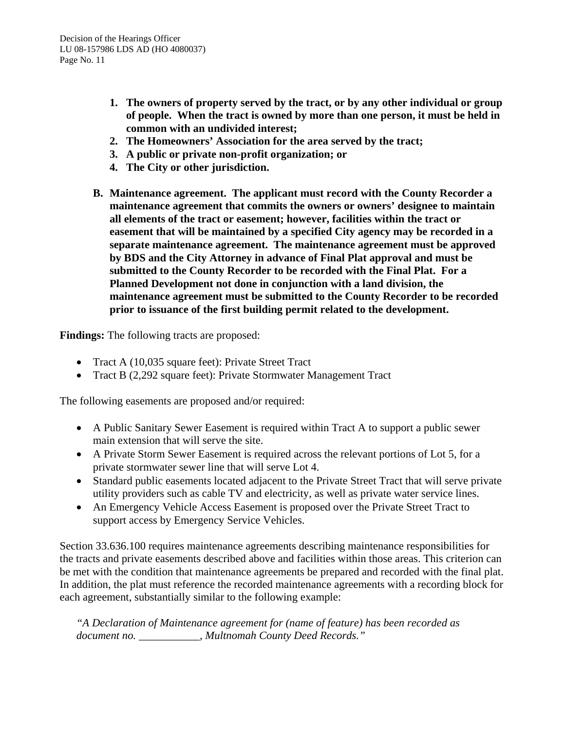1. **The owners of property served by the tract, or by any other individual or group of people. When the tract is owned by more than one person, it must be held in common with an undivided interest;**
2. **The Homeowners' Association for the area served by the tract;**
3. **A public or private non-profit organization; or**
4. **The City or other jurisdiction.**

**B. Maintenance agreement. The applicant must record with the County Recorder a maintenance agreement that commits the owners or owners' designee to maintain all elements of the tract or easement; however, facilities within the tract or easement that will be maintained by a specified City agency may be recorded in a separate maintenance agreement. The maintenance agreement must be approved by BDS and the City Attorney in advance of Final Plat approval and must be submitted to the County Recorder to be recorded with the Final Plat. For a Planned Development not done in conjunction with a land division, the maintenance agreement must be submitted to the County Recorder to be recorded prior to issuance of the first building permit related to the development.**

**Findings:** The following tracts are proposed:

- Tract A (10,035 square feet): Private Street Tract
- Tract B (2,292 square feet): Private Stormwater Management Tract

The following easements are proposed and/or required:

- A Public Sanitary Sewer Easement is required within Tract A to support a public sewer main extension that will serve the site.
- A Private Storm Sewer Easement is required across the relevant portions of Lot 5, for a private stormwater sewer line that will serve Lot 4.
- Standard public easements located adjacent to the Private Street Tract that will serve private utility providers such as cable TV and electricity, as well as private water service lines.
- An Emergency Vehicle Access Easement is proposed over the Private Street Tract to support access by Emergency Service Vehicles.

Section 33.636.100 requires maintenance agreements describing maintenance responsibilities for the tracts and private easements described above and facilities within those areas. This criterion can be met with the condition that maintenance agreements be prepared and recorded with the final plat. In addition, the plat must reference the recorded maintenance agreements with a recording block for each agreement, substantially similar to the following example:

*"A Declaration of Maintenance agreement for (name of feature) has been recorded as document no. ___________, Multnomah County Deed Records."*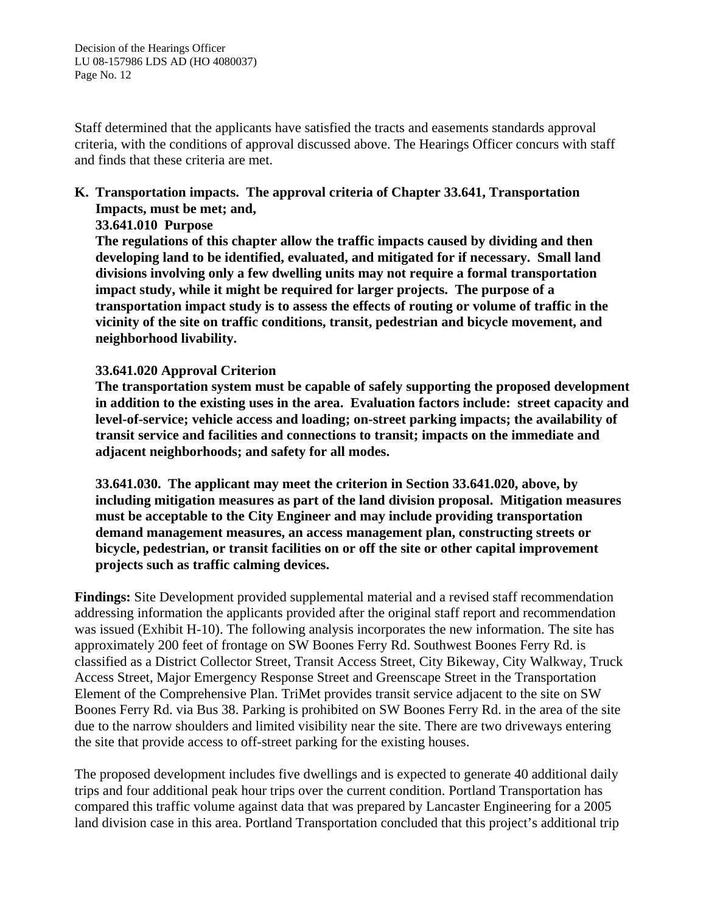Staff determined that the applicants have satisfied the tracts and easements standards approval criteria, with the conditions of approval discussed above. The Hearings Officer concurs with staff and finds that these criteria are met.

**K. Transportation impacts. The approval criteria of Chapter 33.641, Transportation Impacts, must be met; and,**

**33.641.010 Purpose**

**The regulations of this chapter allow the traffic impacts caused by dividing and then developing land to be identified, evaluated, and mitigated for if necessary. Small land divisions involving only a few dwelling units may not require a formal transportation impact study, while it might be required for larger projects. The purpose of a transportation impact study is to assess the effects of routing or volume of traffic in the vicinity of the site on traffic conditions, transit, pedestrian and bicycle movement, and neighborhood livability.**

**33.641.020 Approval Criterion**

**The transportation system must be capable of safely supporting the proposed development in addition to the existing uses in the area. Evaluation factors include: street capacity and level-of-service; vehicle access and loading; on-street parking impacts; the availability of transit service and facilities and connections to transit; impacts on the immediate and adjacent neighborhoods; and safety for all modes.**

**33.641.030. The applicant may meet the criterion in Section 33.641.020, above, by including mitigation measures as part of the land division proposal. Mitigation measures must be acceptable to the City Engineer and may include providing transportation demand management measures, an access management plan, constructing streets or bicycle, pedestrian, or transit facilities on or off the site or other capital improvement projects such as traffic calming devices.**

**Findings:** Site Development provided supplemental material and a revised staff recommendation addressing information the applicants provided after the original staff report and recommendation was issued (Exhibit H-10). The following analysis incorporates the new information. The site has approximately 200 feet of frontage on SW Boones Ferry Rd. Southwest Boones Ferry Rd. is classified as a District Collector Street, Transit Access Street, City Bikeway, City Walkway, Truck Access Street, Major Emergency Response Street and Greenscape Street in the Transportation Element of the Comprehensive Plan. TriMet provides transit service adjacent to the site on SW Boones Ferry Rd. via Bus 38. Parking is prohibited on SW Boones Ferry Rd. in the area of the site due to the narrow shoulders and limited visibility near the site. There are two driveways entering the site that provide access to off-street parking for the existing houses.

The proposed development includes five dwellings and is expected to generate 40 additional daily trips and four additional peak hour trips over the current condition. Portland Transportation has compared this traffic volume against data that was prepared by Lancaster Engineering for a 2005 land division case in this area. Portland Transportation concluded that this project's additional trip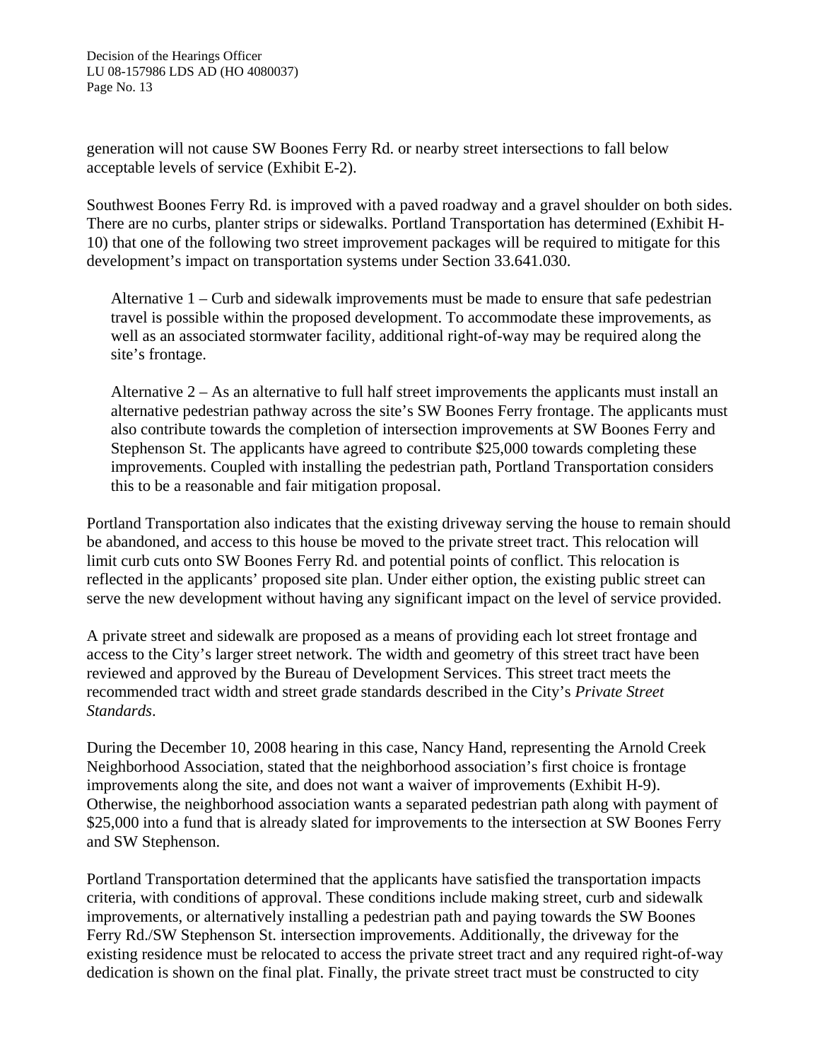generation will not cause SW Boones Ferry Rd. or nearby street intersections to fall below acceptable levels of service (Exhibit E-2).

Southwest Boones Ferry Rd. is improved with a paved roadway and a gravel shoulder on both sides. There are no curbs, planter strips or sidewalks. Portland Transportation has determined (Exhibit H-10) that one of the following two street improvement packages will be required to mitigate for this development's impact on transportation systems under Section 33.641.030.

> Alternative 1 – Curb and sidewalk improvements must be made to ensure that safe pedestrian travel is possible within the proposed development. To accommodate these improvements, as well as an associated stormwater facility, additional right-of-way may be required along the site's frontage.
>
> Alternative 2 – As an alternative to full half street improvements the applicants must install an alternative pedestrian pathway across the site's SW Boones Ferry frontage. The applicants must also contribute towards the completion of intersection improvements at SW Boones Ferry and Stephenson St. The applicants have agreed to contribute $25,000 towards completing these improvements. Coupled with installing the pedestrian path, Portland Transportation considers this to be a reasonable and fair mitigation proposal.

Portland Transportation also indicates that the existing driveway serving the house to remain should be abandoned, and access to this house be moved to the private street tract. This relocation will limit curb cuts onto SW Boones Ferry Rd. and potential points of conflict. This relocation is reflected in the applicants' proposed site plan. Under either option, the existing public street can serve the new development without having any significant impact on the level of service provided.

A private street and sidewalk are proposed as a means of providing each lot street frontage and access to the City's larger street network. The width and geometry of this street tract have been reviewed and approved by the Bureau of Development Services. This street tract meets the recommended tract width and street grade standards described in the City's *Private Street Standards*.

During the December 10, 2008 hearing in this case, Nancy Hand, representing the Arnold Creek Neighborhood Association, stated that the neighborhood association's first choice is frontage improvements along the site, and does not want a waiver of improvements (Exhibit H-9). Otherwise, the neighborhood association wants a separated pedestrian path along with payment of $25,000 into a fund that is already slated for improvements to the intersection at SW Boones Ferry and SW Stephenson.

Portland Transportation determined that the applicants have satisfied the transportation impacts criteria, with conditions of approval. These conditions include making street, curb and sidewalk improvements, or alternatively installing a pedestrian path and paying towards the SW Boones Ferry Rd./SW Stephenson St. intersection improvements. Additionally, the driveway for the existing residence must be relocated to access the private street tract and any required right-of-way dedication is shown on the final plat. Finally, the private street tract must be constructed to city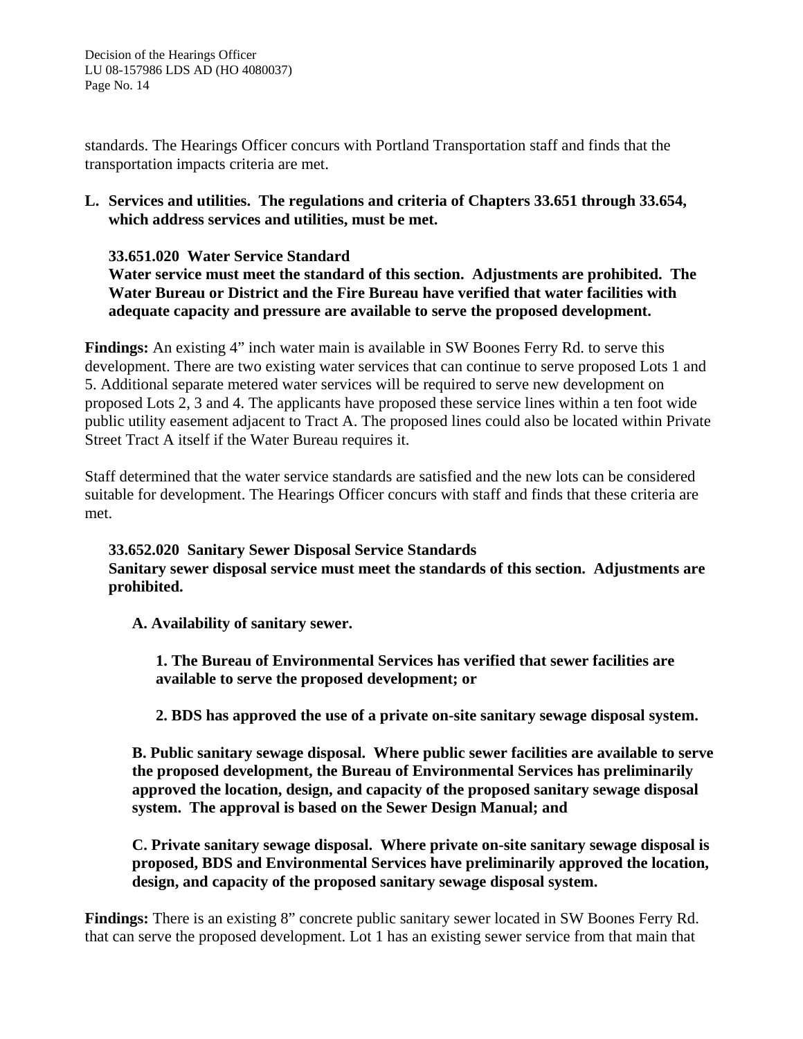standards. The Hearings Officer concurs with Portland Transportation staff and finds that the transportation impacts criteria are met.

**L. Services and utilities. The regulations and criteria of Chapters 33.651 through 33.654, which address services and utilities, must be met.**

**33.651.020 Water Service Standard**
**Water service must meet the standard of this section. Adjustments are prohibited. The Water Bureau or District and the Fire Bureau have verified that water facilities with adequate capacity and pressure are available to serve the proposed development.**

**Findings:** An existing 4" inch water main is available in SW Boones Ferry Rd. to serve this development. There are two existing water services that can continue to serve proposed Lots 1 and 5. Additional separate metered water services will be required to serve new development on proposed Lots 2, 3 and 4. The applicants have proposed these service lines within a ten foot wide public utility easement adjacent to Tract A. The proposed lines could also be located within Private Street Tract A itself if the Water Bureau requires it.

Staff determined that the water service standards are satisfied and the new lots can be considered suitable for development. The Hearings Officer concurs with staff and finds that these criteria are met.

**33.652.020 Sanitary Sewer Disposal Service Standards**
**Sanitary sewer disposal service must meet the standards of this section. Adjustments are prohibited.**

**A. Availability of sanitary sewer.**

**1. The Bureau of Environmental Services has verified that sewer facilities are available to serve the proposed development; or**

**2. BDS has approved the use of a private on-site sanitary sewage disposal system.**

**B. Public sanitary sewage disposal. Where public sewer facilities are available to serve the proposed development, the Bureau of Environmental Services has preliminarily approved the location, design, and capacity of the proposed sanitary sewage disposal system. The approval is based on the Sewer Design Manual; and**

**C. Private sanitary sewage disposal. Where private on-site sanitary sewage disposal is proposed, BDS and Environmental Services have preliminarily approved the location, design, and capacity of the proposed sanitary sewage disposal system.**

**Findings:** There is an existing 8" concrete public sanitary sewer located in SW Boones Ferry Rd. that can serve the proposed development. Lot 1 has an existing sewer service from that main that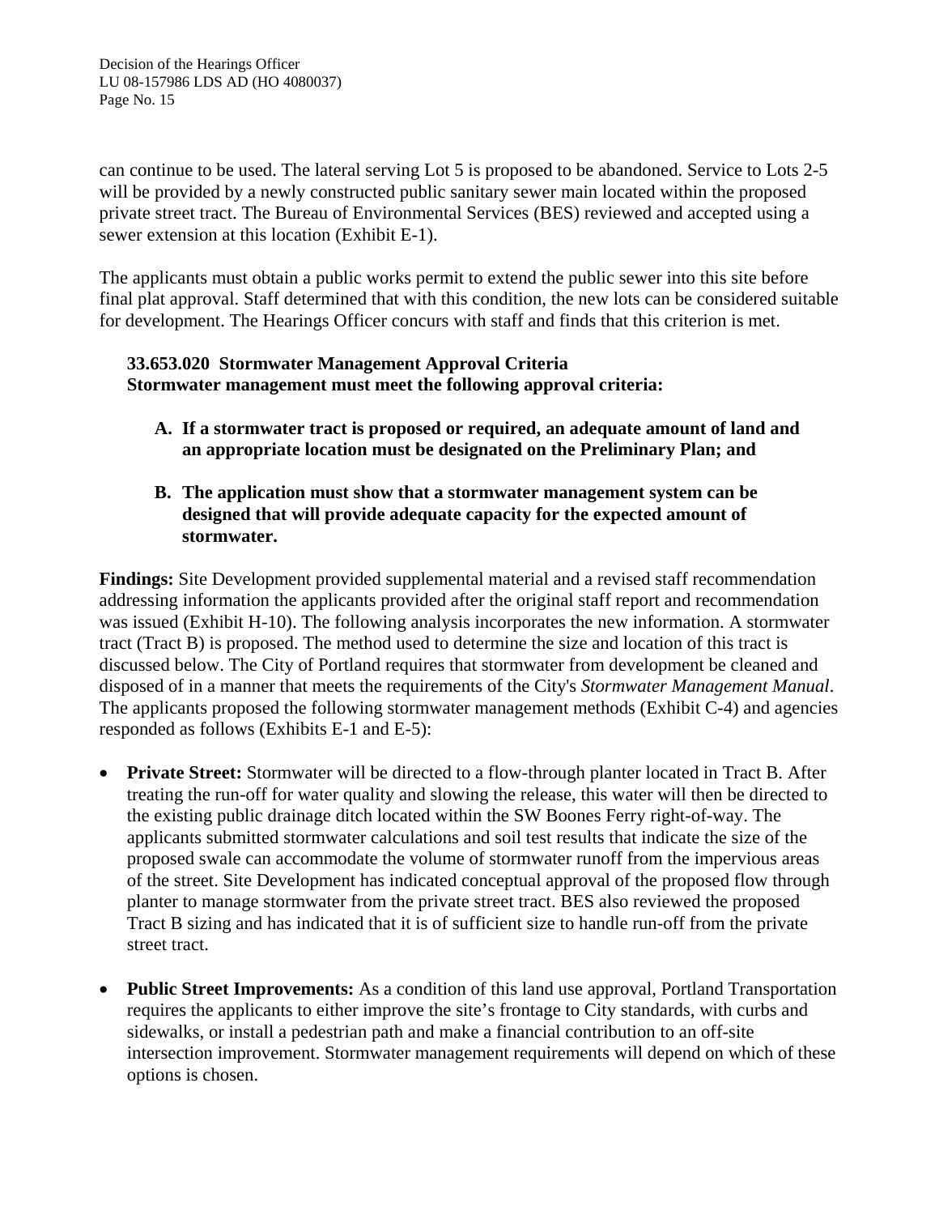can continue to be used. The lateral serving Lot 5 is proposed to be abandoned. Service to Lots 2-5 will be provided by a newly constructed public sanitary sewer main located within the proposed private street tract. The Bureau of Environmental Services (BES) reviewed and accepted using a sewer extension at this location (Exhibit E-1).

The applicants must obtain a public works permit to extend the public sewer into this site before final plat approval. Staff determined that with this condition, the new lots can be considered suitable for development. The Hearings Officer concurs with staff and finds that this criterion is met.

**33.653.020 Stormwater Management Approval Criteria**
**Stormwater management must meet the following approval criteria:**

**A. If a stormwater tract is proposed or required, an adequate amount of land and an appropriate location must be designated on the Preliminary Plan; and**

**B. The application must show that a stormwater management system can be designed that will provide adequate capacity for the expected amount of stormwater.**

**Findings:** Site Development provided supplemental material and a revised staff recommendation addressing information the applicants provided after the original staff report and recommendation was issued (Exhibit H-10). The following analysis incorporates the new information. A stormwater tract (Tract B) is proposed. The method used to determine the size and location of this tract is discussed below. The City of Portland requires that stormwater from development be cleaned and disposed of in a manner that meets the requirements of the City's *Stormwater Management Manual*. The applicants proposed the following stormwater management methods (Exhibit C-4) and agencies responded as follows (Exhibits E-1 and E-5):

- **Private Street:** Stormwater will be directed to a flow-through planter located in Tract B. After treating the run-off for water quality and slowing the release, this water will then be directed to the existing public drainage ditch located within the SW Boones Ferry right-of-way. The applicants submitted stormwater calculations and soil test results that indicate the size of the proposed swale can accommodate the volume of stormwater runoff from the impervious areas of the street. Site Development has indicated conceptual approval of the proposed flow through planter to manage stormwater from the private street tract. BES also reviewed the proposed Tract B sizing and has indicated that it is of sufficient size to handle run-off from the private street tract.

- **Public Street Improvements:** As a condition of this land use approval, Portland Transportation requires the applicants to either improve the site's frontage to City standards, with curbs and sidewalks, or install a pedestrian path and make a financial contribution to an off-site intersection improvement. Stormwater management requirements will depend on which of these options is chosen.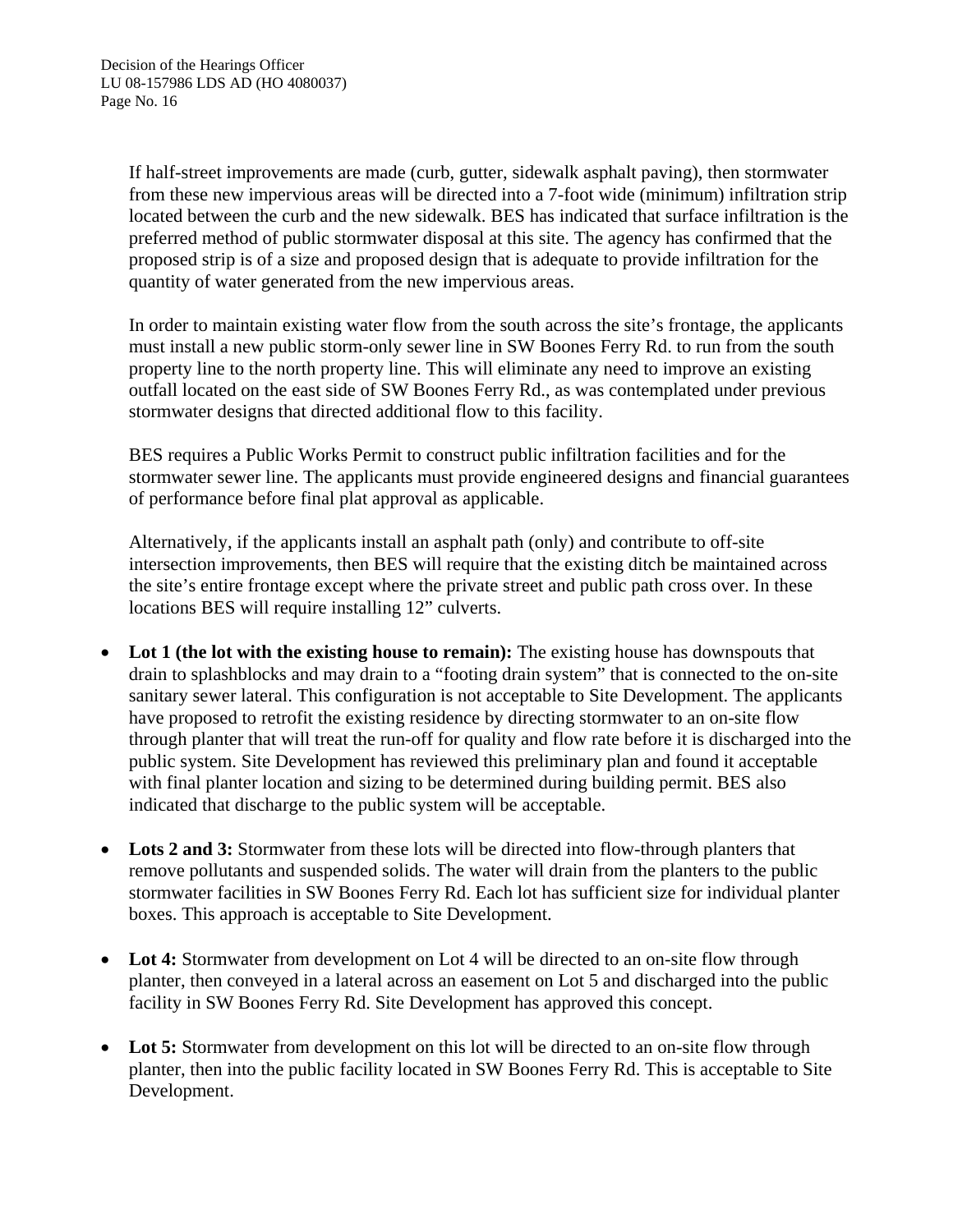If half-street improvements are made (curb, gutter, sidewalk asphalt paving), then stormwater from these new impervious areas will be directed into a 7-foot wide (minimum) infiltration strip located between the curb and the new sidewalk. BES has indicated that surface infiltration is the preferred method of public stormwater disposal at this site. The agency has confirmed that the proposed strip is of a size and proposed design that is adequate to provide infiltration for the quantity of water generated from the new impervious areas.

In order to maintain existing water flow from the south across the site's frontage, the applicants must install a new public storm-only sewer line in SW Boones Ferry Rd. to run from the south property line to the north property line. This will eliminate any need to improve an existing outfall located on the east side of SW Boones Ferry Rd., as was contemplated under previous stormwater designs that directed additional flow to this facility.

BES requires a Public Works Permit to construct public infiltration facilities and for the stormwater sewer line. The applicants must provide engineered designs and financial guarantees of performance before final plat approval as applicable.

Alternatively, if the applicants install an asphalt path (only) and contribute to off-site intersection improvements, then BES will require that the existing ditch be maintained across the site's entire frontage except where the private street and public path cross over. In these locations BES will require installing 12" culverts.

- **Lot 1 (the lot with the existing house to remain):** The existing house has downspouts that drain to splashblocks and may drain to a "footing drain system" that is connected to the on-site sanitary sewer lateral. This configuration is not acceptable to Site Development. The applicants have proposed to retrofit the existing residence by directing stormwater to an on-site flow through planter that will treat the run-off for quality and flow rate before it is discharged into the public system. Site Development has reviewed this preliminary plan and found it acceptable with final planter location and sizing to be determined during building permit. BES also indicated that discharge to the public system will be acceptable.

- **Lots 2 and 3:** Stormwater from these lots will be directed into flow-through planters that remove pollutants and suspended solids. The water will drain from the planters to the public stormwater facilities in SW Boones Ferry Rd. Each lot has sufficient size for individual planter boxes. This approach is acceptable to Site Development.

- **Lot 4:** Stormwater from development on Lot 4 will be directed to an on-site flow through planter, then conveyed in a lateral across an easement on Lot 5 and discharged into the public facility in SW Boones Ferry Rd. Site Development has approved this concept.

- **Lot 5:** Stormwater from development on this lot will be directed to an on-site flow through planter, then into the public facility located in SW Boones Ferry Rd. This is acceptable to Site Development.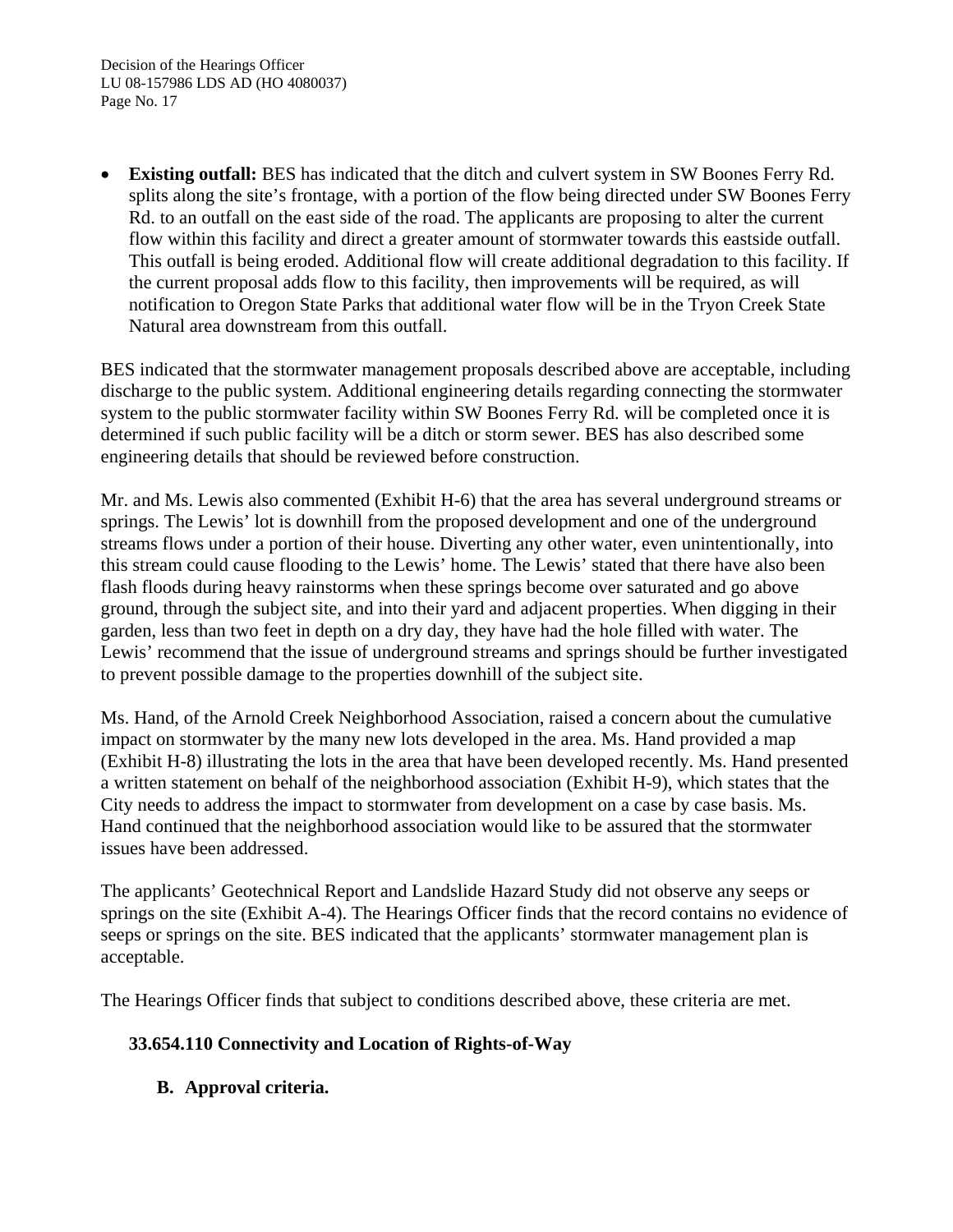- **Existing outfall:** BES has indicated that the ditch and culvert system in SW Boones Ferry Rd. splits along the site's frontage, with a portion of the flow being directed under SW Boones Ferry Rd. to an outfall on the east side of the road. The applicants are proposing to alter the current flow within this facility and direct a greater amount of stormwater towards this eastside outfall. This outfall is being eroded. Additional flow will create additional degradation to this facility. If the current proposal adds flow to this facility, then improvements will be required, as will notification to Oregon State Parks that additional water flow will be in the Tryon Creek State Natural area downstream from this outfall.

BES indicated that the stormwater management proposals described above are acceptable, including discharge to the public system. Additional engineering details regarding connecting the stormwater system to the public stormwater facility within SW Boones Ferry Rd. will be completed once it is determined if such public facility will be a ditch or storm sewer. BES has also described some engineering details that should be reviewed before construction.

Mr. and Ms. Lewis also commented (Exhibit H-6) that the area has several underground streams or springs. The Lewis' lot is downhill from the proposed development and one of the underground streams flows under a portion of their house. Diverting any other water, even unintentionally, into this stream could cause flooding to the Lewis' home. The Lewis' stated that there have also been flash floods during heavy rainstorms when these springs become over saturated and go above ground, through the subject site, and into their yard and adjacent properties. When digging in their garden, less than two feet in depth on a dry day, they have had the hole filled with water. The Lewis' recommend that the issue of underground streams and springs should be further investigated to prevent possible damage to the properties downhill of the subject site.

Ms. Hand, of the Arnold Creek Neighborhood Association, raised a concern about the cumulative impact on stormwater by the many new lots developed in the area. Ms. Hand provided a map (Exhibit H-8) illustrating the lots in the area that have been developed recently. Ms. Hand presented a written statement on behalf of the neighborhood association (Exhibit H-9), which states that the City needs to address the impact to stormwater from development on a case by case basis. Ms. Hand continued that the neighborhood association would like to be assured that the stormwater issues have been addressed.

The applicants' Geotechnical Report and Landslide Hazard Study did not observe any seeps or springs on the site (Exhibit A-4). The Hearings Officer finds that the record contains no evidence of seeps or springs on the site. BES indicated that the applicants' stormwater management plan is acceptable.

The Hearings Officer finds that subject to conditions described above, these criteria are met.

**33.654.110 Connectivity and Location of Rights-of-Way**

**B. Approval criteria.**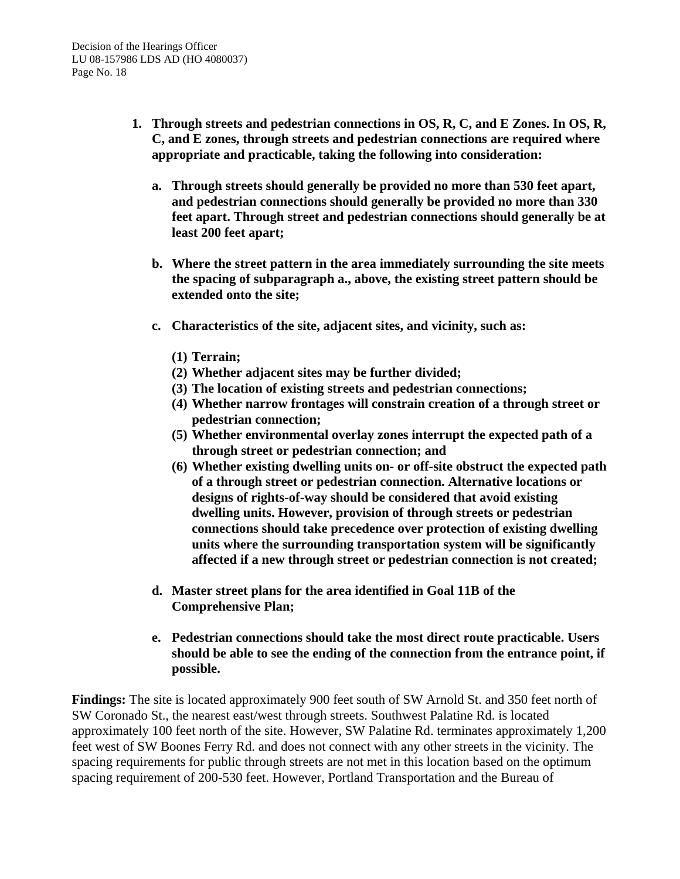**1. Through streets and pedestrian connections in OS, R, C, and E Zones. In OS, R, C, and E zones, through streets and pedestrian connections are required where appropriate and practicable, taking the following into consideration:**

**a. Through streets should generally be provided no more than 530 feet apart, and pedestrian connections should generally be provided no more than 330 feet apart. Through street and pedestrian connections should generally be at least 200 feet apart;**

**b. Where the street pattern in the area immediately surrounding the site meets the spacing of subparagraph a., above, the existing street pattern should be extended onto the site;**

**c. Characteristics of the site, adjacent sites, and vicinity, such as:**

**(1) Terrain;**
**(2) Whether adjacent sites may be further divided;**
**(3) The location of existing streets and pedestrian connections;**
**(4) Whether narrow frontages will constrain creation of a through street or pedestrian connection;**
**(5) Whether environmental overlay zones interrupt the expected path of a through street or pedestrian connection; and**
**(6) Whether existing dwelling units on- or off-site obstruct the expected path of a through street or pedestrian connection. Alternative locations or designs of rights-of-way should be considered that avoid existing dwelling units. However, provision of through streets or pedestrian connections should take precedence over protection of existing dwelling units where the surrounding transportation system will be significantly affected if a new through street or pedestrian connection is not created;**

**d. Master street plans for the area identified in Goal 11B of the Comprehensive Plan;**

**e. Pedestrian connections should take the most direct route practicable. Users should be able to see the ending of the connection from the entrance point, if possible.**

**Findings:** The site is located approximately 900 feet south of SW Arnold St. and 350 feet north of SW Coronado St., the nearest east/west through streets. Southwest Palatine Rd. is located approximately 100 feet north of the site. However, SW Palatine Rd. terminates approximately 1,200 feet west of SW Boones Ferry Rd. and does not connect with any other streets in the vicinity. The spacing requirements for public through streets are not met in this location based on the optimum spacing requirement of 200-530 feet. However, Portland Transportation and the Bureau of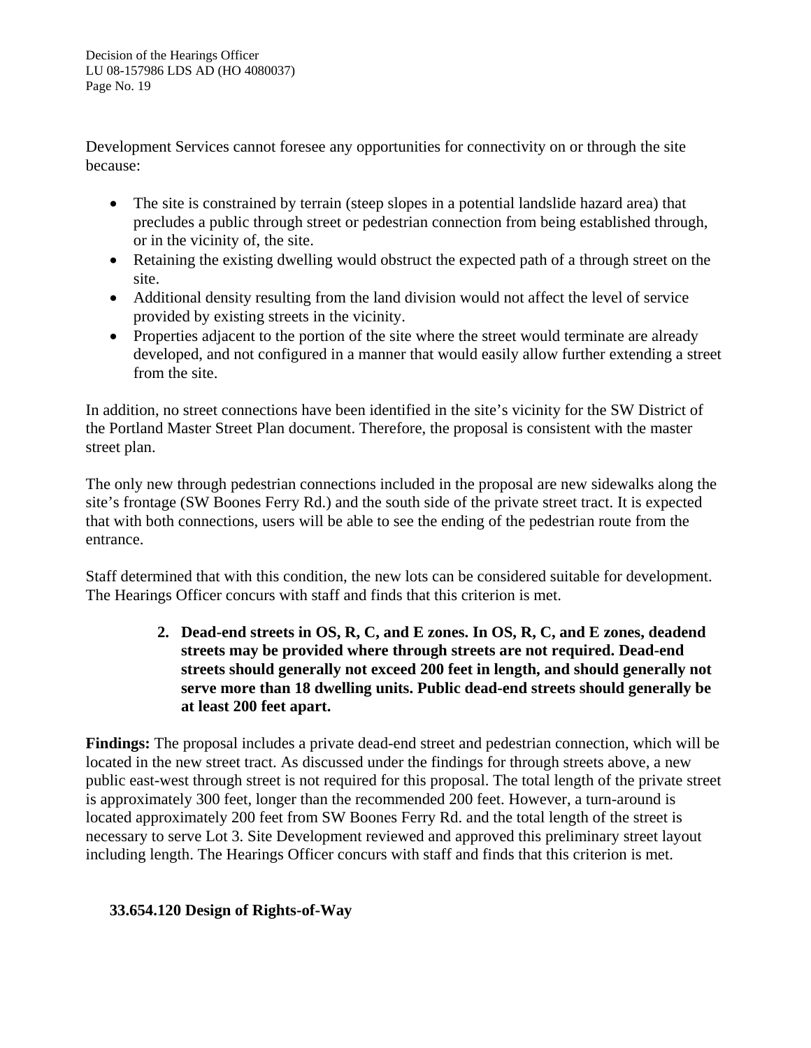Development Services cannot foresee any opportunities for connectivity on or through the site because:

- The site is constrained by terrain (steep slopes in a potential landslide hazard area) that precludes a public through street or pedestrian connection from being established through, or in the vicinity of, the site.
- Retaining the existing dwelling would obstruct the expected path of a through street on the site.
- Additional density resulting from the land division would not affect the level of service provided by existing streets in the vicinity.
- Properties adjacent to the portion of the site where the street would terminate are already developed, and not configured in a manner that would easily allow further extending a street from the site.

In addition, no street connections have been identified in the site's vicinity for the SW District of the Portland Master Street Plan document. Therefore, the proposal is consistent with the master street plan.

The only new through pedestrian connections included in the proposal are new sidewalks along the site's frontage (SW Boones Ferry Rd.) and the south side of the private street tract. It is expected that with both connections, users will be able to see the ending of the pedestrian route from the entrance.

Staff determined that with this condition, the new lots can be considered suitable for development. The Hearings Officer concurs with staff and finds that this criterion is met.

> **2. Dead-end streets in OS, R, C, and E zones. In OS, R, C, and E zones, deadend streets may be provided where through streets are not required. Dead-end streets should generally not exceed 200 feet in length, and should generally not serve more than 18 dwelling units. Public dead-end streets should generally be at least 200 feet apart.**

**Findings:** The proposal includes a private dead-end street and pedestrian connection, which will be located in the new street tract. As discussed under the findings for through streets above, a new public east-west through street is not required for this proposal. The total length of the private street is approximately 300 feet, longer than the recommended 200 feet. However, a turn-around is located approximately 200 feet from SW Boones Ferry Rd. and the total length of the street is necessary to serve Lot 3. Site Development reviewed and approved this preliminary street layout including length. The Hearings Officer concurs with staff and finds that this criterion is met.

**33.654.120 Design of Rights-of-Way**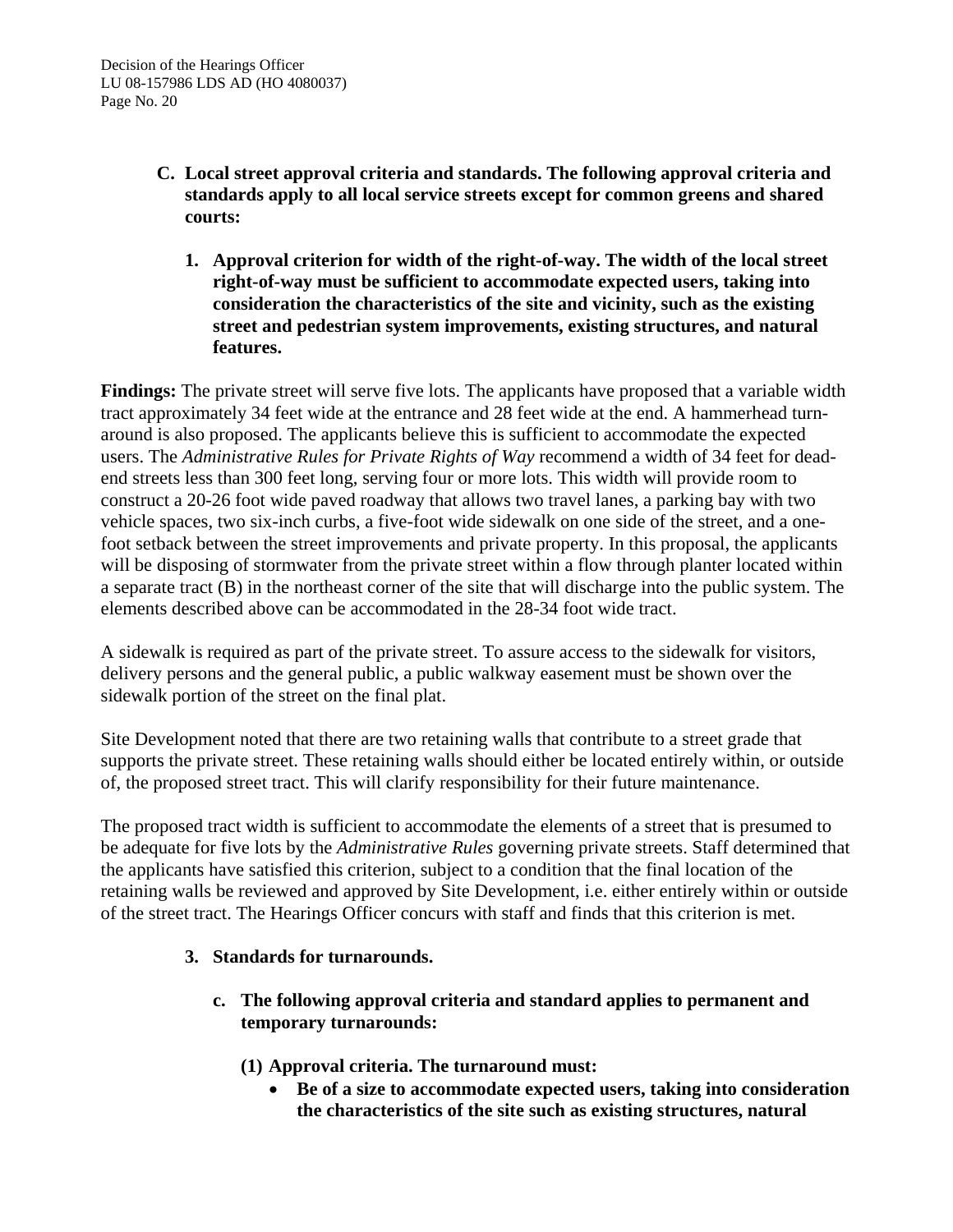**C. Local street approval criteria and standards. The following approval criteria and standards apply to all local service streets except for common greens and shared courts:**

**1. Approval criterion for width of the right-of-way. The width of the local street right-of-way must be sufficient to accommodate expected users, taking into consideration the characteristics of the site and vicinity, such as the existing street and pedestrian system improvements, existing structures, and natural features.**

**Findings:** The private street will serve five lots. The applicants have proposed that a variable width tract approximately 34 feet wide at the entrance and 28 feet wide at the end. A hammerhead turn-around is also proposed. The applicants believe this is sufficient to accommodate the expected users. The *Administrative Rules for Private Rights of Way* recommend a width of 34 feet for dead-end streets less than 300 feet long, serving four or more lots. This width will provide room to construct a 20-26 foot wide paved roadway that allows two travel lanes, a parking bay with two vehicle spaces, two six-inch curbs, a five-foot wide sidewalk on one side of the street, and a one-foot setback between the street improvements and private property. In this proposal, the applicants will be disposing of stormwater from the private street within a flow through planter located within a separate tract (B) in the northeast corner of the site that will discharge into the public system. The elements described above can be accommodated in the 28-34 foot wide tract.

A sidewalk is required as part of the private street. To assure access to the sidewalk for visitors, delivery persons and the general public, a public walkway easement must be shown over the sidewalk portion of the street on the final plat.

Site Development noted that there are two retaining walls that contribute to a street grade that supports the private street. These retaining walls should either be located entirely within, or outside of, the proposed street tract. This will clarify responsibility for their future maintenance.

The proposed tract width is sufficient to accommodate the elements of a street that is presumed to be adequate for five lots by the *Administrative Rules* governing private streets. Staff determined that the applicants have satisfied this criterion, subject to a condition that the final location of the retaining walls be reviewed and approved by Site Development, i.e. either entirely within or outside of the street tract. The Hearings Officer concurs with staff and finds that this criterion is met.

**3. Standards for turnarounds.**

**c. The following approval criteria and standard applies to permanent and temporary turnarounds:**

**(1) Approval criteria. The turnaround must:**

- **Be of a size to accommodate expected users, taking into consideration the characteristics of the site such as existing structures, natural**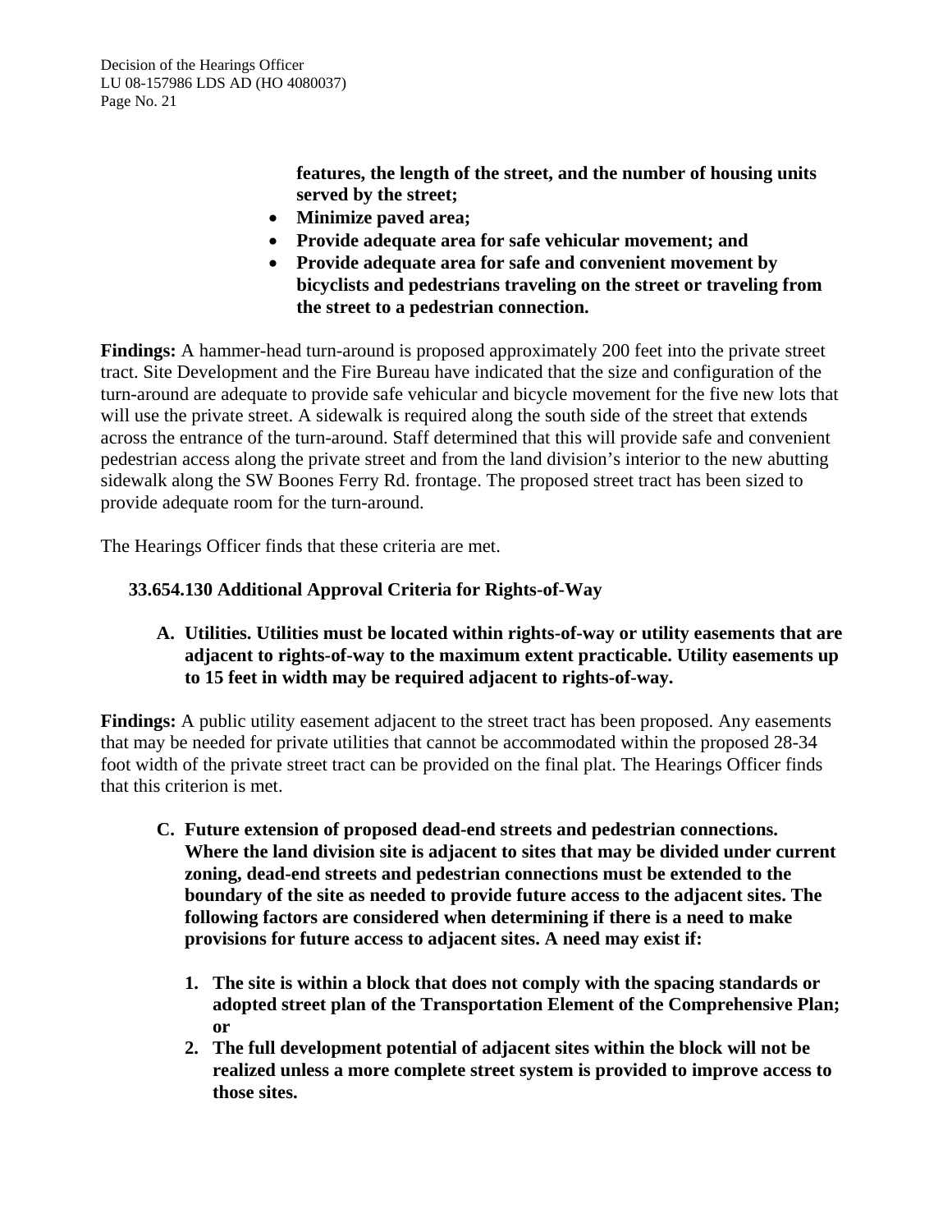**features, the length of the street, and the number of housing units served by the street;**

- **Minimize paved area;**
- **Provide adequate area for safe vehicular movement; and**
- **Provide adequate area for safe and convenient movement by bicyclists and pedestrians traveling on the street or traveling from the street to a pedestrian connection.**

**Findings:** A hammer-head turn-around is proposed approximately 200 feet into the private street tract. Site Development and the Fire Bureau have indicated that the size and configuration of the turn-around are adequate to provide safe vehicular and bicycle movement for the five new lots that will use the private street. A sidewalk is required along the south side of the street that extends across the entrance of the turn-around. Staff determined that this will provide safe and convenient pedestrian access along the private street and from the land division's interior to the new abutting sidewalk along the SW Boones Ferry Rd. frontage. The proposed street tract has been sized to provide adequate room for the turn-around.

The Hearings Officer finds that these criteria are met.

**33.654.130 Additional Approval Criteria for Rights-of-Way**

**A. Utilities. Utilities must be located within rights-of-way or utility easements that are adjacent to rights-of-way to the maximum extent practicable. Utility easements up to 15 feet in width may be required adjacent to rights-of-way.**

**Findings:** A public utility easement adjacent to the street tract has been proposed. Any easements that may be needed for private utilities that cannot be accommodated within the proposed 28-34 foot width of the private street tract can be provided on the final plat. The Hearings Officer finds that this criterion is met.

**C. Future extension of proposed dead-end streets and pedestrian connections. Where the land division site is adjacent to sites that may be divided under current zoning, dead-end streets and pedestrian connections must be extended to the boundary of the site as needed to provide future access to the adjacent sites. The following factors are considered when determining if there is a need to make provisions for future access to adjacent sites. A need may exist if:**

1. **The site is within a block that does not comply with the spacing standards or adopted street plan of the Transportation Element of the Comprehensive Plan; or**
2. **The full development potential of adjacent sites within the block will not be realized unless a more complete street system is provided to improve access to those sites.**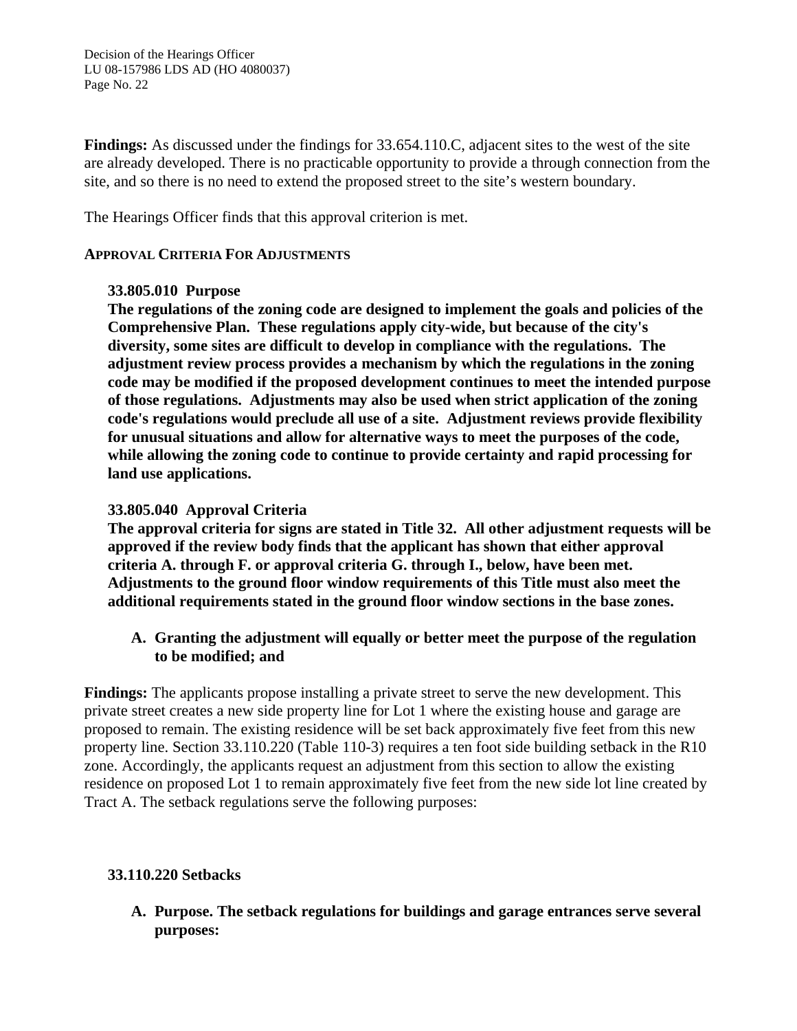**Findings:** As discussed under the findings for 33.654.110.C, adjacent sites to the west of the site are already developed. There is no practicable opportunity to provide a through connection from the site, and so there is no need to extend the proposed street to the site's western boundary.

The Hearings Officer finds that this approval criterion is met.

**APPROVAL CRITERIA FOR ADJUSTMENTS**

**33.805.010 Purpose**
**The regulations of the zoning code are designed to implement the goals and policies of the Comprehensive Plan. These regulations apply city-wide, but because of the city's diversity, some sites are difficult to develop in compliance with the regulations. The adjustment review process provides a mechanism by which the regulations in the zoning code may be modified if the proposed development continues to meet the intended purpose of those regulations. Adjustments may also be used when strict application of the zoning code's regulations would preclude all use of a site. Adjustment reviews provide flexibility for unusual situations and allow for alternative ways to meet the purposes of the code, while allowing the zoning code to continue to provide certainty and rapid processing for land use applications.**

**33.805.040 Approval Criteria**
**The approval criteria for signs are stated in Title 32. All other adjustment requests will be approved if the review body finds that the applicant has shown that either approval criteria A. through F. or approval criteria G. through I., below, have been met. Adjustments to the ground floor window requirements of this Title must also meet the additional requirements stated in the ground floor window sections in the base zones.**

**A. Granting the adjustment will equally or better meet the purpose of the regulation to be modified; and**

**Findings:** The applicants propose installing a private street to serve the new development. This private street creates a new side property line for Lot 1 where the existing house and garage are proposed to remain. The existing residence will be set back approximately five feet from this new property line. Section 33.110.220 (Table 110-3) requires a ten foot side building setback in the R10 zone. Accordingly, the applicants request an adjustment from this section to allow the existing residence on proposed Lot 1 to remain approximately five feet from the new side lot line created by Tract A. The setback regulations serve the following purposes:

**33.110.220 Setbacks**

**A. Purpose. The setback regulations for buildings and garage entrances serve several purposes:**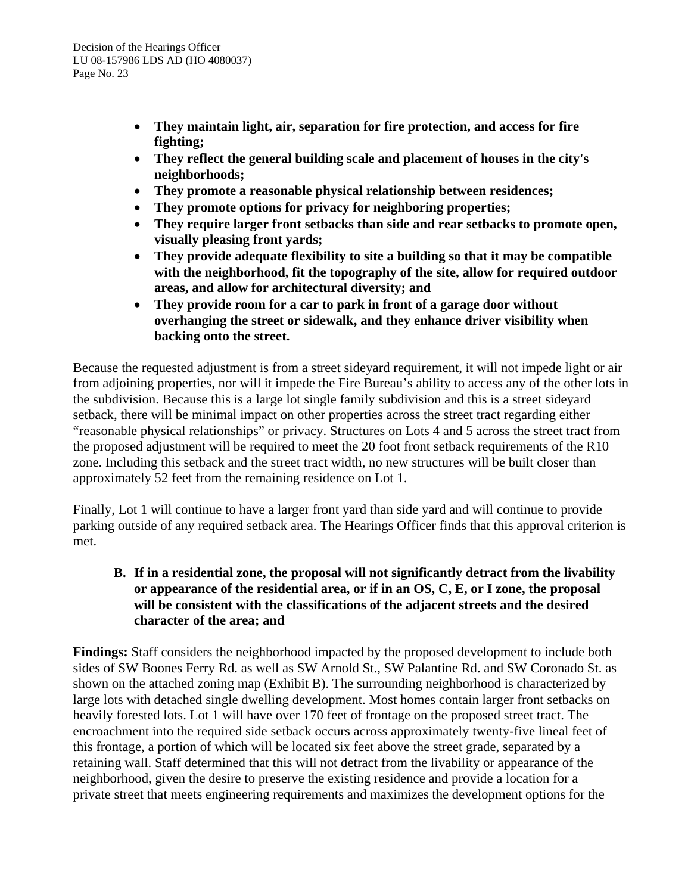- **They maintain light, air, separation for fire protection, and access for fire fighting;**
- **They reflect the general building scale and placement of houses in the city's neighborhoods;**
- **They promote a reasonable physical relationship between residences;**
- **They promote options for privacy for neighboring properties;**
- **They require larger front setbacks than side and rear setbacks to promote open, visually pleasing front yards;**
- **They provide adequate flexibility to site a building so that it may be compatible with the neighborhood, fit the topography of the site, allow for required outdoor areas, and allow for architectural diversity; and**
- **They provide room for a car to park in front of a garage door without overhanging the street or sidewalk, and they enhance driver visibility when backing onto the street.**

Because the requested adjustment is from a street sideyard requirement, it will not impede light or air from adjoining properties, nor will it impede the Fire Bureau's ability to access any of the other lots in the subdivision. Because this is a large lot single family subdivision and this is a street sideyard setback, there will be minimal impact on other properties across the street tract regarding either "reasonable physical relationships" or privacy. Structures on Lots 4 and 5 across the street tract from the proposed adjustment will be required to meet the 20 foot front setback requirements of the R10 zone. Including this setback and the street tract width, no new structures will be built closer than approximately 52 feet from the remaining residence on Lot 1.

Finally, Lot 1 will continue to have a larger front yard than side yard and will continue to provide parking outside of any required setback area. The Hearings Officer finds that this approval criterion is met.

**B. If in a residential zone, the proposal will not significantly detract from the livability or appearance of the residential area, or if in an OS, C, E, or I zone, the proposal will be consistent with the classifications of the adjacent streets and the desired character of the area; and**

**Findings:** Staff considers the neighborhood impacted by the proposed development to include both sides of SW Boones Ferry Rd. as well as SW Arnold St., SW Palantine Rd. and SW Coronado St. as shown on the attached zoning map (Exhibit B). The surrounding neighborhood is characterized by large lots with detached single dwelling development. Most homes contain larger front setbacks on heavily forested lots. Lot 1 will have over 170 feet of frontage on the proposed street tract. The encroachment into the required side setback occurs across approximately twenty-five lineal feet of this frontage, a portion of which will be located six feet above the street grade, separated by a retaining wall. Staff determined that this will not detract from the livability or appearance of the neighborhood, given the desire to preserve the existing residence and provide a location for a private street that meets engineering requirements and maximizes the development options for the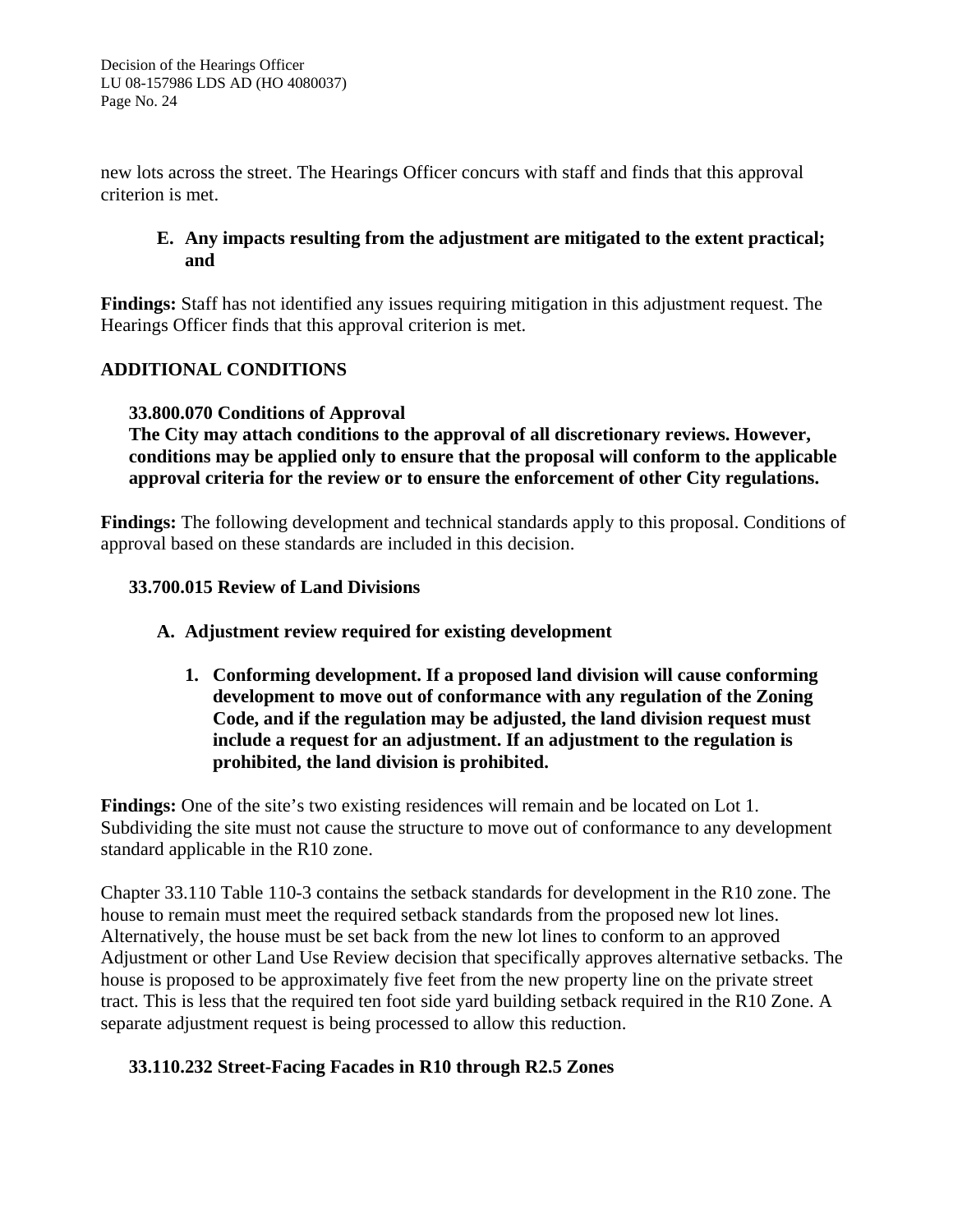new lots across the street. The Hearings Officer concurs with staff and finds that this approval criterion is met.

**E. Any impacts resulting from the adjustment are mitigated to the extent practical; and**

**Findings:** Staff has not identified any issues requiring mitigation in this adjustment request. The Hearings Officer finds that this approval criterion is met.

## ADDITIONAL CONDITIONS

**33.800.070 Conditions of Approval**
**The City may attach conditions to the approval of all discretionary reviews. However, conditions may be applied only to ensure that the proposal will conform to the applicable approval criteria for the review or to ensure the enforcement of other City regulations.**

**Findings:** The following development and technical standards apply to this proposal. Conditions of approval based on these standards are included in this decision.

**33.700.015 Review of Land Divisions**

**A. Adjustment review required for existing development**

**1. Conforming development. If a proposed land division will cause conforming development to move out of conformance with any regulation of the Zoning Code, and if the regulation may be adjusted, the land division request must include a request for an adjustment. If an adjustment to the regulation is prohibited, the land division is prohibited.**

**Findings:** One of the site's two existing residences will remain and be located on Lot 1. Subdividing the site must not cause the structure to move out of conformance to any development standard applicable in the R10 zone.

Chapter 33.110 Table 110-3 contains the setback standards for development in the R10 zone. The house to remain must meet the required setback standards from the proposed new lot lines. Alternatively, the house must be set back from the new lot lines to conform to an approved Adjustment or other Land Use Review decision that specifically approves alternative setbacks. The house is proposed to be approximately five feet from the new property line on the private street tract. This is less that the required ten foot side yard building setback required in the R10 Zone. A separate adjustment request is being processed to allow this reduction.

**33.110.232 Street-Facing Facades in R10 through R2.5 Zones**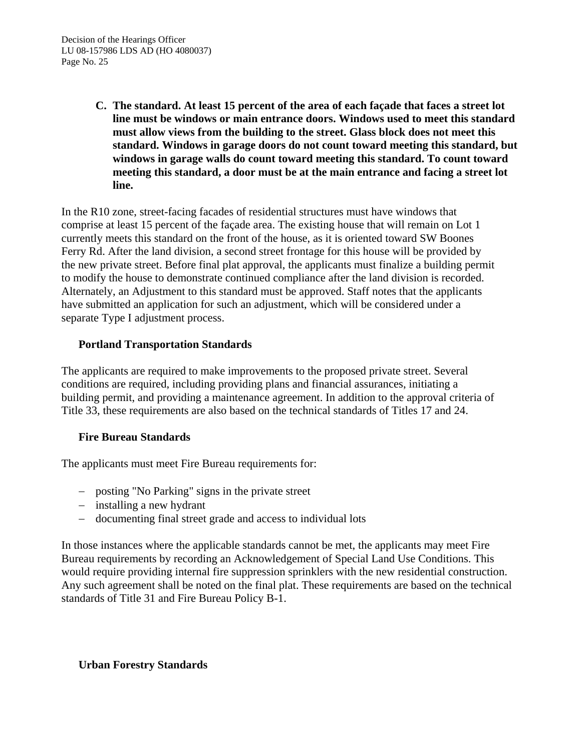**C. The standard. At least 15 percent of the area of each façade that faces a street lot line must be windows or main entrance doors. Windows used to meet this standard must allow views from the building to the street. Glass block does not meet this standard. Windows in garage doors do not count toward meeting this standard, but windows in garage walls do count toward meeting this standard. To count toward meeting this standard, a door must be at the main entrance and facing a street lot line.**

In the R10 zone, street-facing facades of residential structures must have windows that comprise at least 15 percent of the façade area. The existing house that will remain on Lot 1 currently meets this standard on the front of the house, as it is oriented toward SW Boones Ferry Rd. After the land division, a second street frontage for this house will be provided by the new private street. Before final plat approval, the applicants must finalize a building permit to modify the house to demonstrate continued compliance after the land division is recorded. Alternately, an Adjustment to this standard must be approved. Staff notes that the applicants have submitted an application for such an adjustment, which will be considered under a separate Type I adjustment process.

**Portland Transportation Standards**

The applicants are required to make improvements to the proposed private street. Several conditions are required, including providing plans and financial assurances, initiating a building permit, and providing a maintenance agreement. In addition to the approval criteria of Title 33, these requirements are also based on the technical standards of Titles 17 and 24.

**Fire Bureau Standards**

The applicants must meet Fire Bureau requirements for:

- posting "No Parking" signs in the private street
- installing a new hydrant
- documenting final street grade and access to individual lots

In those instances where the applicable standards cannot be met, the applicants may meet Fire Bureau requirements by recording an Acknowledgement of Special Land Use Conditions. This would require providing internal fire suppression sprinklers with the new residential construction. Any such agreement shall be noted on the final plat. These requirements are based on the technical standards of Title 31 and Fire Bureau Policy B-1.

**Urban Forestry Standards**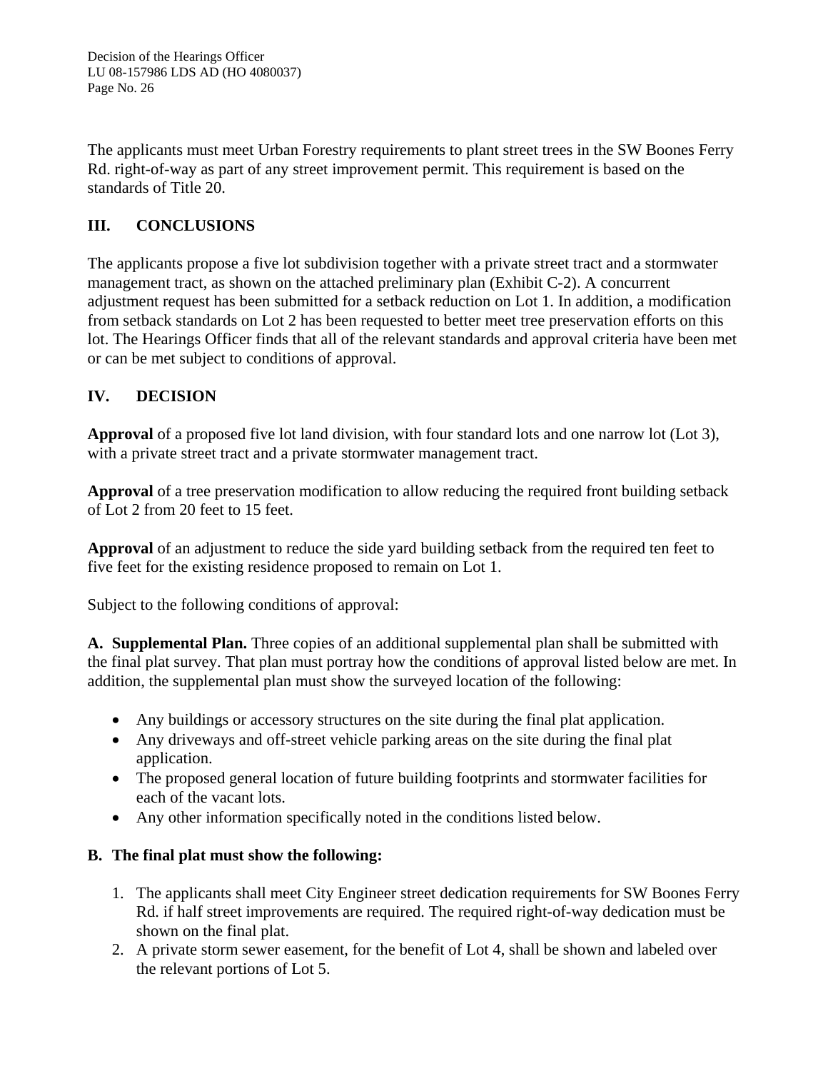The applicants must meet Urban Forestry requirements to plant street trees in the SW Boones Ferry Rd. right-of-way as part of any street improvement permit. This requirement is based on the standards of Title 20.

## III. CONCLUSIONS

The applicants propose a five lot subdivision together with a private street tract and a stormwater management tract, as shown on the attached preliminary plan (Exhibit C-2). A concurrent adjustment request has been submitted for a setback reduction on Lot 1. In addition, a modification from setback standards on Lot 2 has been requested to better meet tree preservation efforts on this lot. The Hearings Officer finds that all of the relevant standards and approval criteria have been met or can be met subject to conditions of approval.

## IV. DECISION

**Approval** of a proposed five lot land division, with four standard lots and one narrow lot (Lot 3), with a private street tract and a private stormwater management tract.

**Approval** of a tree preservation modification to allow reducing the required front building setback of Lot 2 from 20 feet to 15 feet.

**Approval** of an adjustment to reduce the side yard building setback from the required ten feet to five feet for the existing residence proposed to remain on Lot 1.

Subject to the following conditions of approval:

**A. Supplemental Plan.** Three copies of an additional supplemental plan shall be submitted with the final plat survey. That plan must portray how the conditions of approval listed below are met. In addition, the supplemental plan must show the surveyed location of the following:

- Any buildings or accessory structures on the site during the final plat application.
- Any driveways and off-street vehicle parking areas on the site during the final plat application.
- The proposed general location of future building footprints and stormwater facilities for each of the vacant lots.
- Any other information specifically noted in the conditions listed below.

**B. The final plat must show the following:**

1. The applicants shall meet City Engineer street dedication requirements for SW Boones Ferry Rd. if half street improvements are required. The required right-of-way dedication must be shown on the final plat.
2. A private storm sewer easement, for the benefit of Lot 4, shall be shown and labeled over the relevant portions of Lot 5.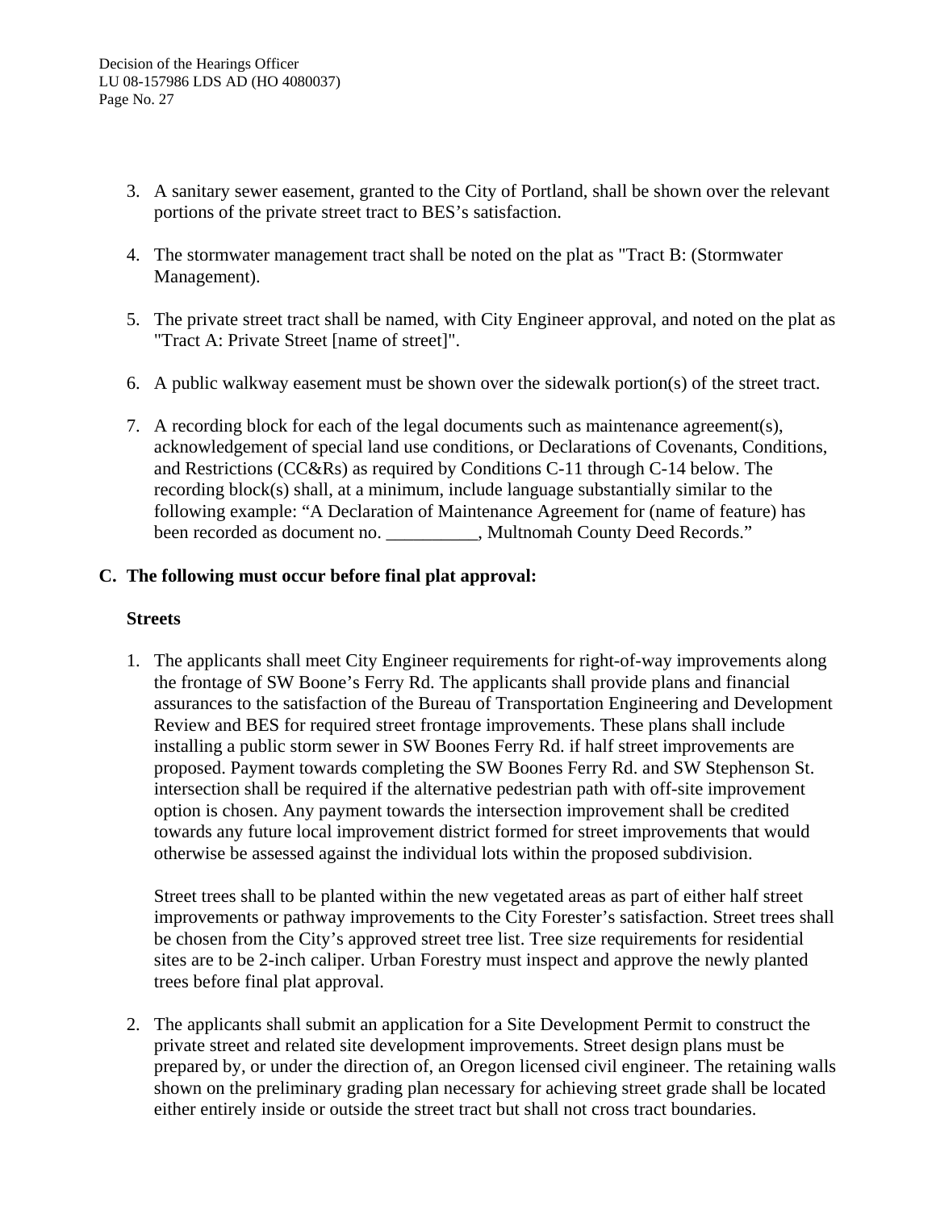3. A sanitary sewer easement, granted to the City of Portland, shall be shown over the relevant portions of the private street tract to BES's satisfaction.

4. The stormwater management tract shall be noted on the plat as "Tract B: (Stormwater Management).

5. The private street tract shall be named, with City Engineer approval, and noted on the plat as "Tract A: Private Street [name of street]".

6. A public walkway easement must be shown over the sidewalk portion(s) of the street tract.

7. A recording block for each of the legal documents such as maintenance agreement(s), acknowledgement of special land use conditions, or Declarations of Covenants, Conditions, and Restrictions (CC&Rs) as required by Conditions C-11 through C-14 below. The recording block(s) shall, at a minimum, include language substantially similar to the following example: "A Declaration of Maintenance Agreement for (name of feature) has been recorded as document no. __________, Multnomah County Deed Records."

## C. The following must occur before final plat approval:

### Streets

1. The applicants shall meet City Engineer requirements for right-of-way improvements along the frontage of SW Boone's Ferry Rd. The applicants shall provide plans and financial assurances to the satisfaction of the Bureau of Transportation Engineering and Development Review and BES for required street frontage improvements. These plans shall include installing a public storm sewer in SW Boones Ferry Rd. if half street improvements are proposed. Payment towards completing the SW Boones Ferry Rd. and SW Stephenson St. intersection shall be required if the alternative pedestrian path with off-site improvement option is chosen. Any payment towards the intersection improvement shall be credited towards any future local improvement district formed for street improvements that would otherwise be assessed against the individual lots within the proposed subdivision.

   Street trees shall to be planted within the new vegetated areas as part of either half street improvements or pathway improvements to the City Forester's satisfaction. Street trees shall be chosen from the City's approved street tree list. Tree size requirements for residential sites are to be 2-inch caliper. Urban Forestry must inspect and approve the newly planted trees before final plat approval.

2. The applicants shall submit an application for a Site Development Permit to construct the private street and related site development improvements. Street design plans must be prepared by, or under the direction of, an Oregon licensed civil engineer. The retaining walls shown on the preliminary grading plan necessary for achieving street grade shall be located either entirely inside or outside the street tract but shall not cross tract boundaries.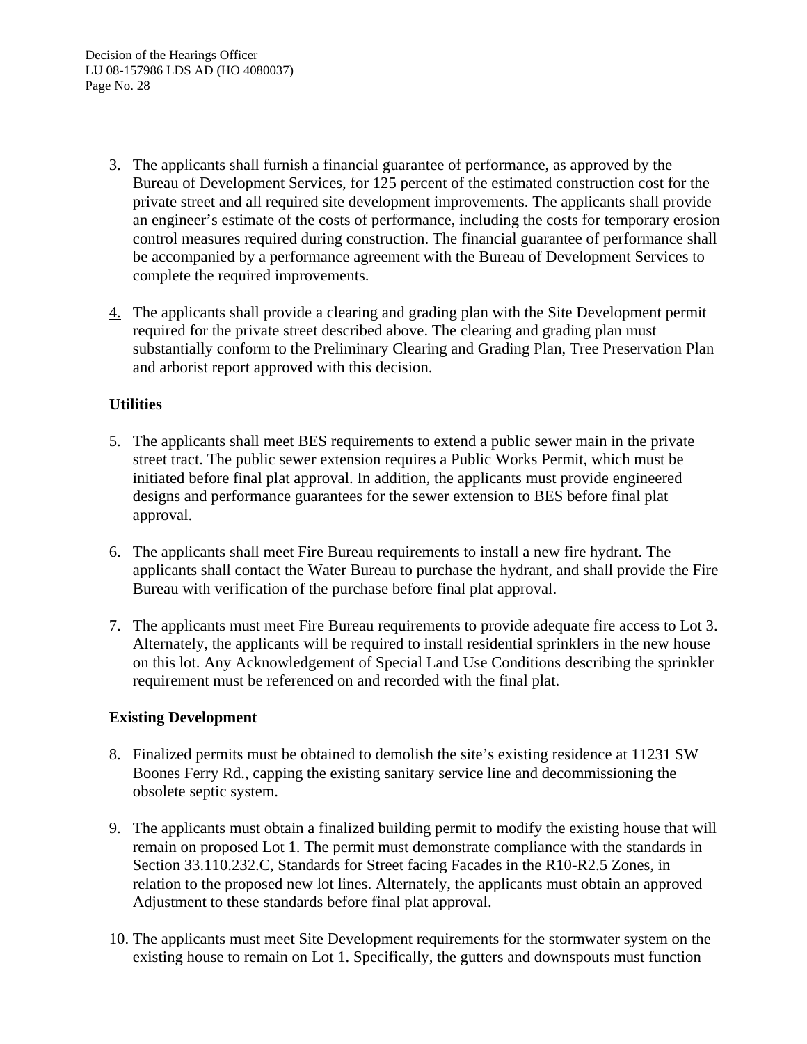3. The applicants shall furnish a financial guarantee of performance, as approved by the Bureau of Development Services, for 125 percent of the estimated construction cost for the private street and all required site development improvements. The applicants shall provide an engineer's estimate of the costs of performance, including the costs for temporary erosion control measures required during construction. The financial guarantee of performance shall be accompanied by a performance agreement with the Bureau of Development Services to complete the required improvements.

4. The applicants shall provide a clearing and grading plan with the Site Development permit required for the private street described above. The clearing and grading plan must substantially conform to the Preliminary Clearing and Grading Plan, Tree Preservation Plan and arborist report approved with this decision.

**Utilities**

5. The applicants shall meet BES requirements to extend a public sewer main in the private street tract. The public sewer extension requires a Public Works Permit, which must be initiated before final plat approval. In addition, the applicants must provide engineered designs and performance guarantees for the sewer extension to BES before final plat approval.

6. The applicants shall meet Fire Bureau requirements to install a new fire hydrant. The applicants shall contact the Water Bureau to purchase the hydrant, and shall provide the Fire Bureau with verification of the purchase before final plat approval.

7. The applicants must meet Fire Bureau requirements to provide adequate fire access to Lot 3. Alternately, the applicants will be required to install residential sprinklers in the new house on this lot. Any Acknowledgement of Special Land Use Conditions describing the sprinkler requirement must be referenced on and recorded with the final plat.

**Existing Development**

8. Finalized permits must be obtained to demolish the site's existing residence at 11231 SW Boones Ferry Rd., capping the existing sanitary service line and decommissioning the obsolete septic system.

9. The applicants must obtain a finalized building permit to modify the existing house that will remain on proposed Lot 1. The permit must demonstrate compliance with the standards in Section 33.110.232.C, Standards for Street facing Facades in the R10-R2.5 Zones, in relation to the proposed new lot lines. Alternately, the applicants must obtain an approved Adjustment to these standards before final plat approval.

10. The applicants must meet Site Development requirements for the stormwater system on the existing house to remain on Lot 1. Specifically, the gutters and downspouts must function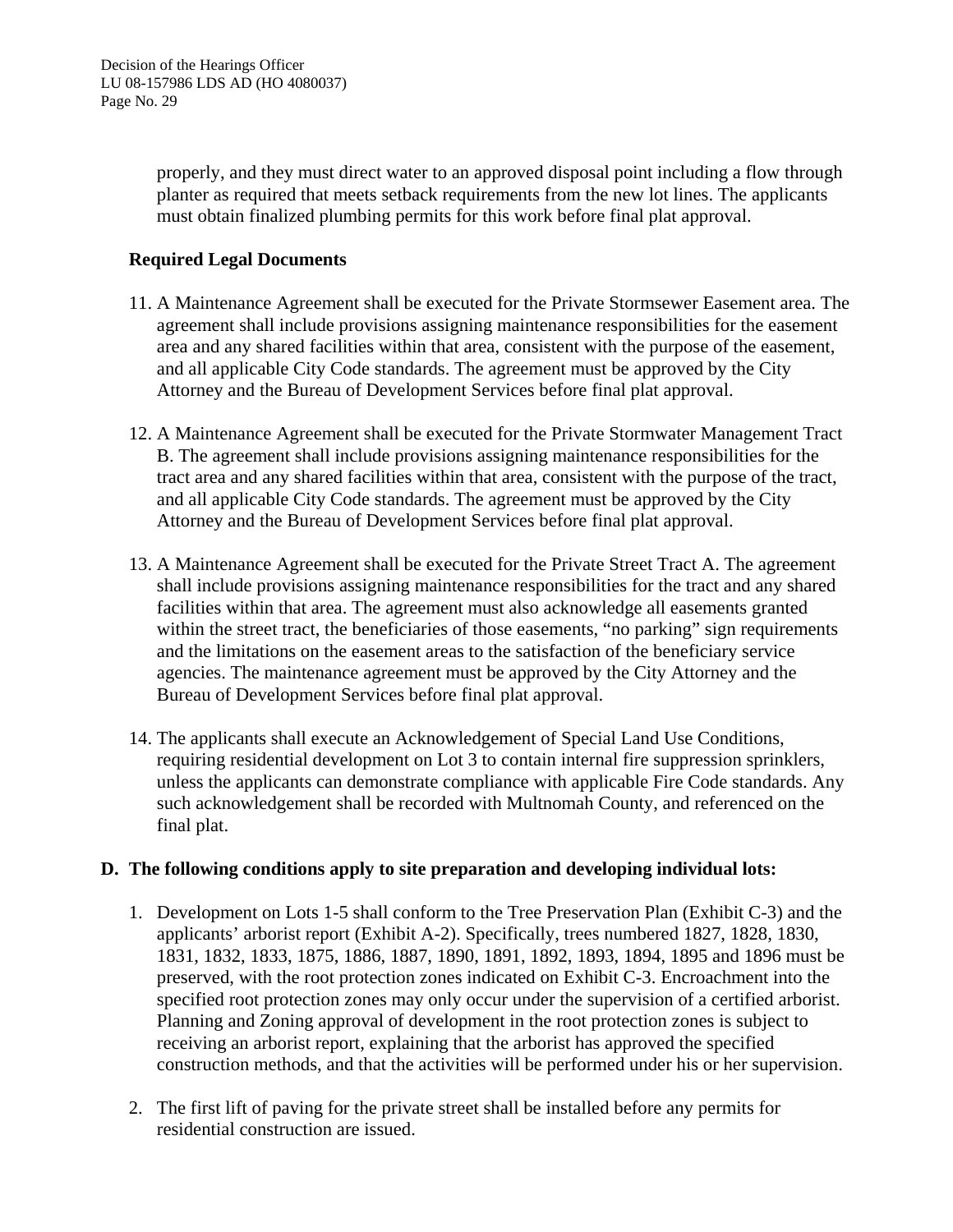properly, and they must direct water to an approved disposal point including a flow through planter as required that meets setback requirements from the new lot lines. The applicants must obtain finalized plumbing permits for this work before final plat approval.

**Required Legal Documents**

11. A Maintenance Agreement shall be executed for the Private Stormsewer Easement area. The agreement shall include provisions assigning maintenance responsibilities for the easement area and any shared facilities within that area, consistent with the purpose of the easement, and all applicable City Code standards. The agreement must be approved by the City Attorney and the Bureau of Development Services before final plat approval.

12. A Maintenance Agreement shall be executed for the Private Stormwater Management Tract B. The agreement shall include provisions assigning maintenance responsibilities for the tract area and any shared facilities within that area, consistent with the purpose of the tract, and all applicable City Code standards. The agreement must be approved by the City Attorney and the Bureau of Development Services before final plat approval.

13. A Maintenance Agreement shall be executed for the Private Street Tract A. The agreement shall include provisions assigning maintenance responsibilities for the tract and any shared facilities within that area. The agreement must also acknowledge all easements granted within the street tract, the beneficiaries of those easements, "no parking" sign requirements and the limitations on the easement areas to the satisfaction of the beneficiary service agencies. The maintenance agreement must be approved by the City Attorney and the Bureau of Development Services before final plat approval.

14. The applicants shall execute an Acknowledgement of Special Land Use Conditions, requiring residential development on Lot 3 to contain internal fire suppression sprinklers, unless the applicants can demonstrate compliance with applicable Fire Code standards. Any such acknowledgement shall be recorded with Multnomah County, and referenced on the final plat.

**D. The following conditions apply to site preparation and developing individual lots:**

1. Development on Lots 1-5 shall conform to the Tree Preservation Plan (Exhibit C-3) and the applicants' arborist report (Exhibit A-2). Specifically, trees numbered 1827, 1828, 1830, 1831, 1832, 1833, 1875, 1886, 1887, 1890, 1891, 1892, 1893, 1894, 1895 and 1896 must be preserved, with the root protection zones indicated on Exhibit C-3. Encroachment into the specified root protection zones may only occur under the supervision of a certified arborist. Planning and Zoning approval of development in the root protection zones is subject to receiving an arborist report, explaining that the arborist has approved the specified construction methods, and that the activities will be performed under his or her supervision.

2. The first lift of paving for the private street shall be installed before any permits for residential construction are issued.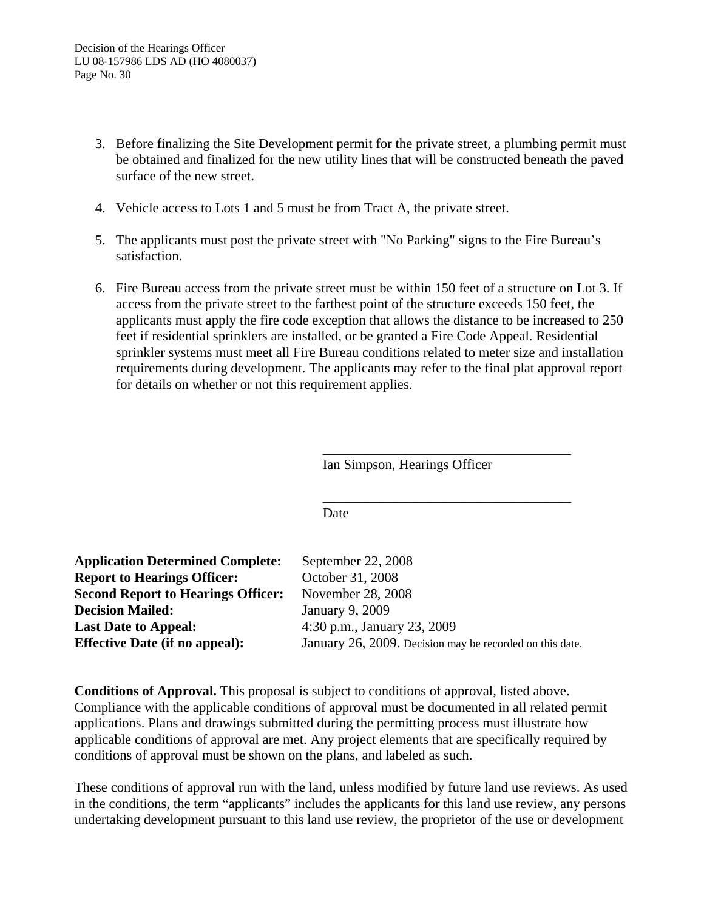3. Before finalizing the Site Development permit for the private street, a plumbing permit must be obtained and finalized for the new utility lines that will be constructed beneath the paved surface of the new street.

4. Vehicle access to Lots 1 and 5 must be from Tract A, the private street.

5. The applicants must post the private street with "No Parking" signs to the Fire Bureau's satisfaction.

6. Fire Bureau access from the private street must be within 150 feet of a structure on Lot 3. If access from the private street to the farthest point of the structure exceeds 150 feet, the applicants must apply the fire code exception that allows the distance to be increased to 250 feet if residential sprinklers are installed, or be granted a Fire Code Appeal. Residential sprinkler systems must meet all Fire Bureau conditions related to meter size and installation requirements during development. The applicants may refer to the final plat approval report for details on whether or not this requirement applies.

\_\_\_\_\_\_\_\_\_\_\_\_\_\_\_\_\_\_\_\_\_\_\_\_\_\_\_\_\_\_\_\_\_\_\_\_
Ian Simpson, Hearings Officer

\_\_\_\_\_\_\_\_\_\_\_\_\_\_\_\_\_\_\_\_\_\_\_\_\_\_\_\_\_\_\_\_\_\_\_\_
Date

| | |
|---|---|
| **Application Determined Complete:** | September 22, 2008 |
| **Report to Hearings Officer:** | October 31, 2008 |
| **Second Report to Hearings Officer:** | November 28, 2008 |
| **Decision Mailed:** | January 9, 2009 |
| **Last Date to Appeal:** | 4:30 p.m., January 23, 2009 |
| **Effective Date (if no appeal):** | January 26, 2009. Decision may be recorded on this date. |

**Conditions of Approval.** This proposal is subject to conditions of approval, listed above. Compliance with the applicable conditions of approval must be documented in all related permit applications. Plans and drawings submitted during the permitting process must illustrate how applicable conditions of approval are met. Any project elements that are specifically required by conditions of approval must be shown on the plans, and labeled as such.

These conditions of approval run with the land, unless modified by future land use reviews. As used in the conditions, the term "applicants" includes the applicants for this land use review, any persons undertaking development pursuant to this land use review, the proprietor of the use or development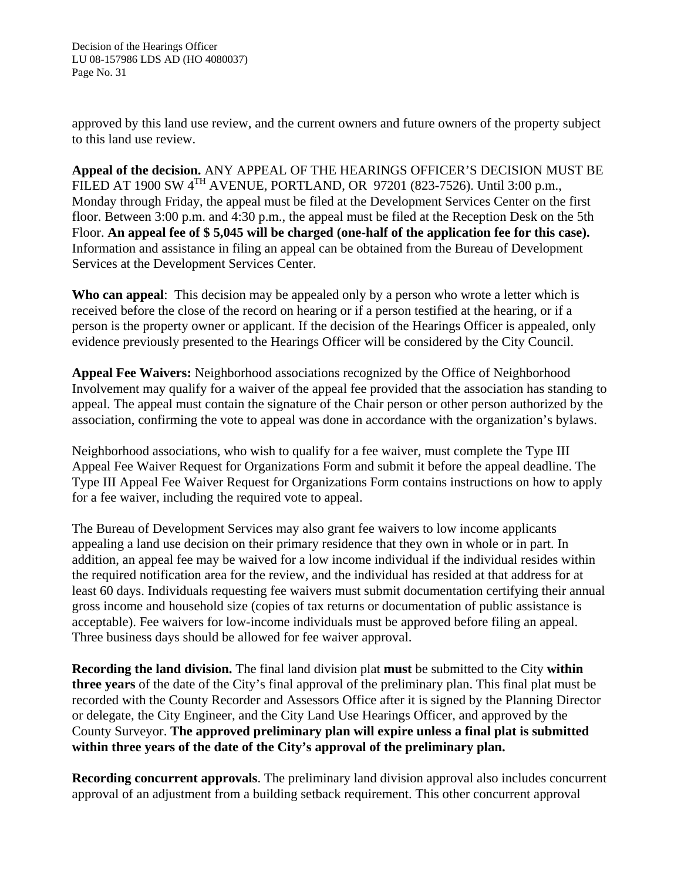approved by this land use review, and the current owners and future owners of the property subject to this land use review.

**Appeal of the decision.** ANY APPEAL OF THE HEARINGS OFFICER'S DECISION MUST BE FILED AT 1900 SW 4TH AVENUE, PORTLAND, OR 97201 (823-7526). Until 3:00 p.m., Monday through Friday, the appeal must be filed at the Development Services Center on the first floor. Between 3:00 p.m. and 4:30 p.m., the appeal must be filed at the Reception Desk on the 5th Floor. **An appeal fee of $ 5,045 will be charged (one-half of the application fee for this case).** Information and assistance in filing an appeal can be obtained from the Bureau of Development Services at the Development Services Center.

**Who can appeal**: This decision may be appealed only by a person who wrote a letter which is received before the close of the record on hearing or if a person testified at the hearing, or if a person is the property owner or applicant. If the decision of the Hearings Officer is appealed, only evidence previously presented to the Hearings Officer will be considered by the City Council.

**Appeal Fee Waivers:** Neighborhood associations recognized by the Office of Neighborhood Involvement may qualify for a waiver of the appeal fee provided that the association has standing to appeal. The appeal must contain the signature of the Chair person or other person authorized by the association, confirming the vote to appeal was done in accordance with the organization's bylaws.

Neighborhood associations, who wish to qualify for a fee waiver, must complete the Type III Appeal Fee Waiver Request for Organizations Form and submit it before the appeal deadline. The Type III Appeal Fee Waiver Request for Organizations Form contains instructions on how to apply for a fee waiver, including the required vote to appeal.

The Bureau of Development Services may also grant fee waivers to low income applicants appealing a land use decision on their primary residence that they own in whole or in part. In addition, an appeal fee may be waived for a low income individual if the individual resides within the required notification area for the review, and the individual has resided at that address for at least 60 days. Individuals requesting fee waivers must submit documentation certifying their annual gross income and household size (copies of tax returns or documentation of public assistance is acceptable). Fee waivers for low-income individuals must be approved before filing an appeal. Three business days should be allowed for fee waiver approval.

**Recording the land division.** The final land division plat **must** be submitted to the City **within three years** of the date of the City's final approval of the preliminary plan. This final plat must be recorded with the County Recorder and Assessors Office after it is signed by the Planning Director or delegate, the City Engineer, and the City Land Use Hearings Officer, and approved by the County Surveyor. **The approved preliminary plan will expire unless a final plat is submitted within three years of the date of the City's approval of the preliminary plan.**

**Recording concurrent approvals**. The preliminary land division approval also includes concurrent approval of an adjustment from a building setback requirement. This other concurrent approval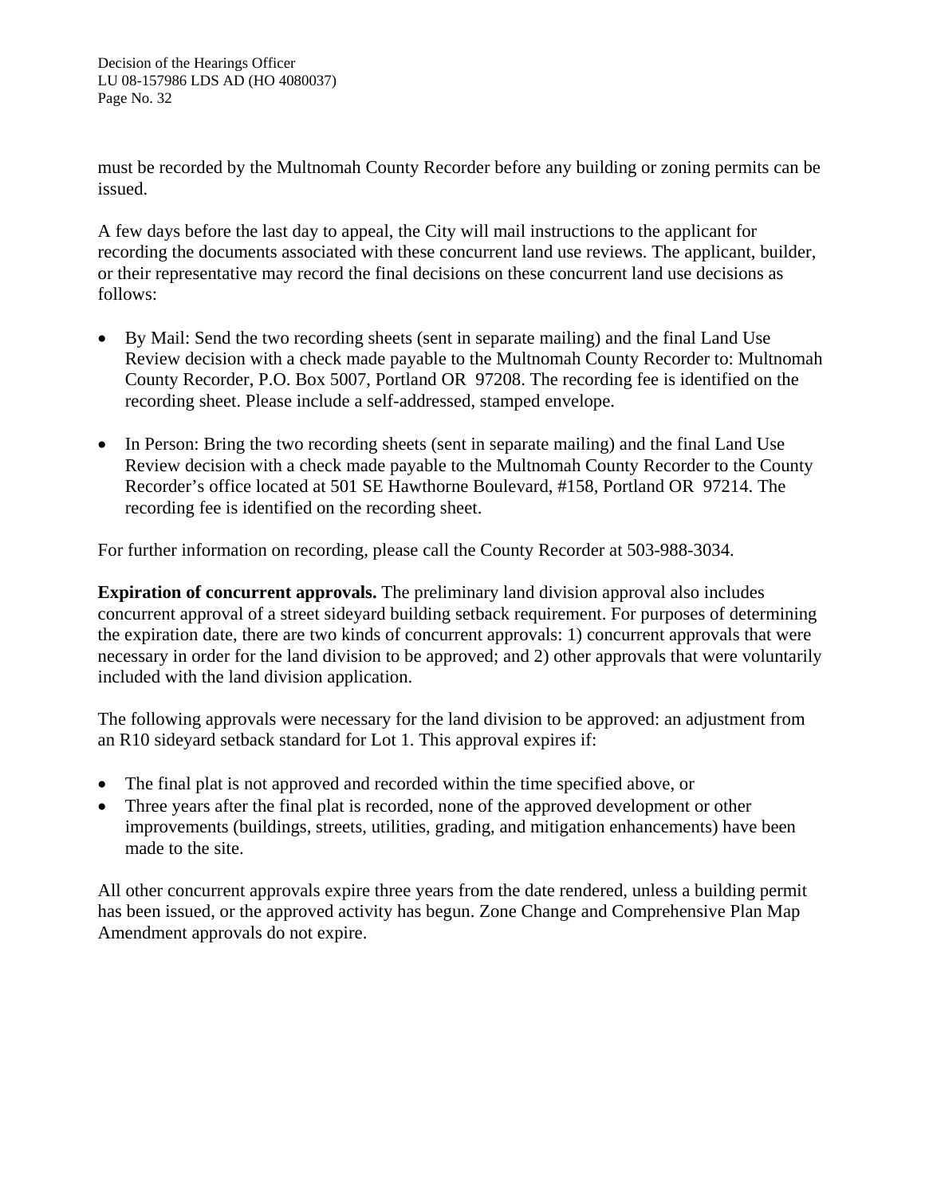must be recorded by the Multnomah County Recorder before any building or zoning permits can be issued.

A few days before the last day to appeal, the City will mail instructions to the applicant for recording the documents associated with these concurrent land use reviews. The applicant, builder, or their representative may record the final decisions on these concurrent land use decisions as follows:

- By Mail: Send the two recording sheets (sent in separate mailing) and the final Land Use Review decision with a check made payable to the Multnomah County Recorder to: Multnomah County Recorder, P.O. Box 5007, Portland OR 97208. The recording fee is identified on the recording sheet. Please include a self-addressed, stamped envelope.

- In Person: Bring the two recording sheets (sent in separate mailing) and the final Land Use Review decision with a check made payable to the Multnomah County Recorder to the County Recorder's office located at 501 SE Hawthorne Boulevard, #158, Portland OR 97214. The recording fee is identified on the recording sheet.

For further information on recording, please call the County Recorder at 503-988-3034.

**Expiration of concurrent approvals.** The preliminary land division approval also includes concurrent approval of a street sideyard building setback requirement. For purposes of determining the expiration date, there are two kinds of concurrent approvals: 1) concurrent approvals that were necessary in order for the land division to be approved; and 2) other approvals that were voluntarily included with the land division application.

The following approvals were necessary for the land division to be approved: an adjustment from an R10 sideyard setback standard for Lot 1. This approval expires if:

- The final plat is not approved and recorded within the time specified above, or
- Three years after the final plat is recorded, none of the approved development or other improvements (buildings, streets, utilities, grading, and mitigation enhancements) have been made to the site.

All other concurrent approvals expire three years from the date rendered, unless a building permit has been issued, or the approved activity has begun. Zone Change and Comprehensive Plan Map Amendment approvals do not expire.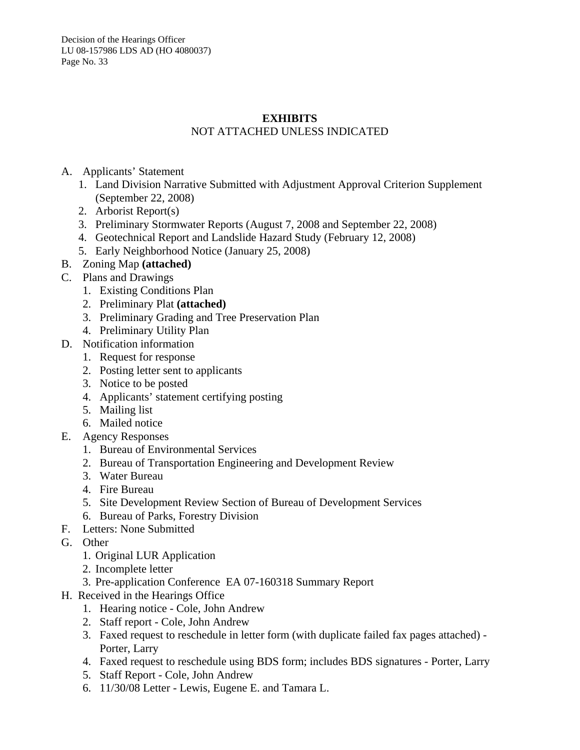**EXHIBITS**

NOT ATTACHED UNLESS INDICATED

- A. Applicants' Statement
  1. Land Division Narrative Submitted with Adjustment Approval Criterion Supplement (September 22, 2008)
  2. Arborist Report(s)
  3. Preliminary Stormwater Reports (August 7, 2008 and September 22, 2008)
  4. Geotechnical Report and Landslide Hazard Study (February 12, 2008)
  5. Early Neighborhood Notice (January 25, 2008)
- B. Zoning Map **(attached)**
- C. Plans and Drawings
  1. Existing Conditions Plan
  2. Preliminary Plat **(attached)**
  3. Preliminary Grading and Tree Preservation Plan
  4. Preliminary Utility Plan
- D. Notification information
  1. Request for response
  2. Posting letter sent to applicants
  3. Notice to be posted
  4. Applicants' statement certifying posting
  5. Mailing list
  6. Mailed notice
- E. Agency Responses
  1. Bureau of Environmental Services
  2. Bureau of Transportation Engineering and Development Review
  3. Water Bureau
  4. Fire Bureau
  5. Site Development Review Section of Bureau of Development Services
  6. Bureau of Parks, Forestry Division
- F. Letters: None Submitted
- G. Other
  1. Original LUR Application
  2. Incomplete letter
  3. Pre-application Conference EA 07-160318 Summary Report
- H. Received in the Hearings Office
  1. Hearing notice - Cole, John Andrew
  2. Staff report - Cole, John Andrew
  3. Faxed request to reschedule in letter form (with duplicate failed fax pages attached) - Porter, Larry
  4. Faxed request to reschedule using BDS form; includes BDS signatures - Porter, Larry
  5. Staff Report - Cole, John Andrew
  6. 11/30/08 Letter - Lewis, Eugene E. and Tamara L.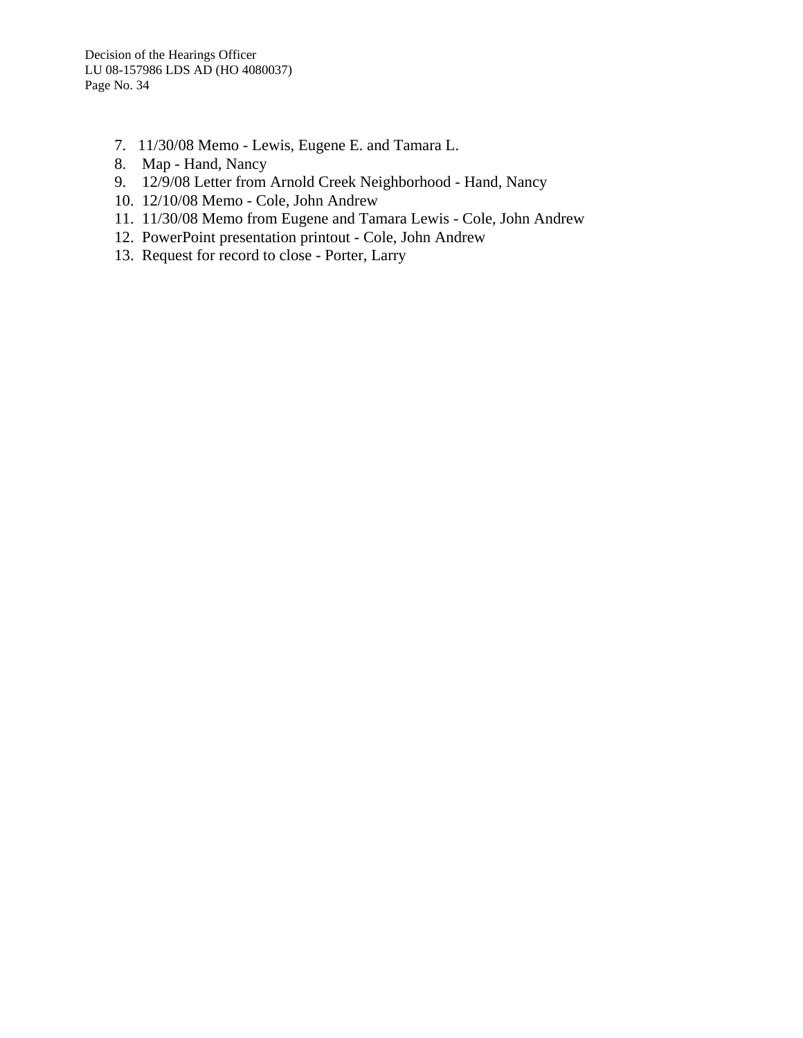7. 11/30/08 Memo - Lewis, Eugene E. and Tamara L.
8. Map - Hand, Nancy
9. 12/9/08 Letter from Arnold Creek Neighborhood - Hand, Nancy
10. 12/10/08 Memo - Cole, John Andrew
11. 11/30/08 Memo from Eugene and Tamara Lewis - Cole, John Andrew
12. PowerPoint presentation printout - Cole, John Andrew
13. Request for record to close - Porter, Larry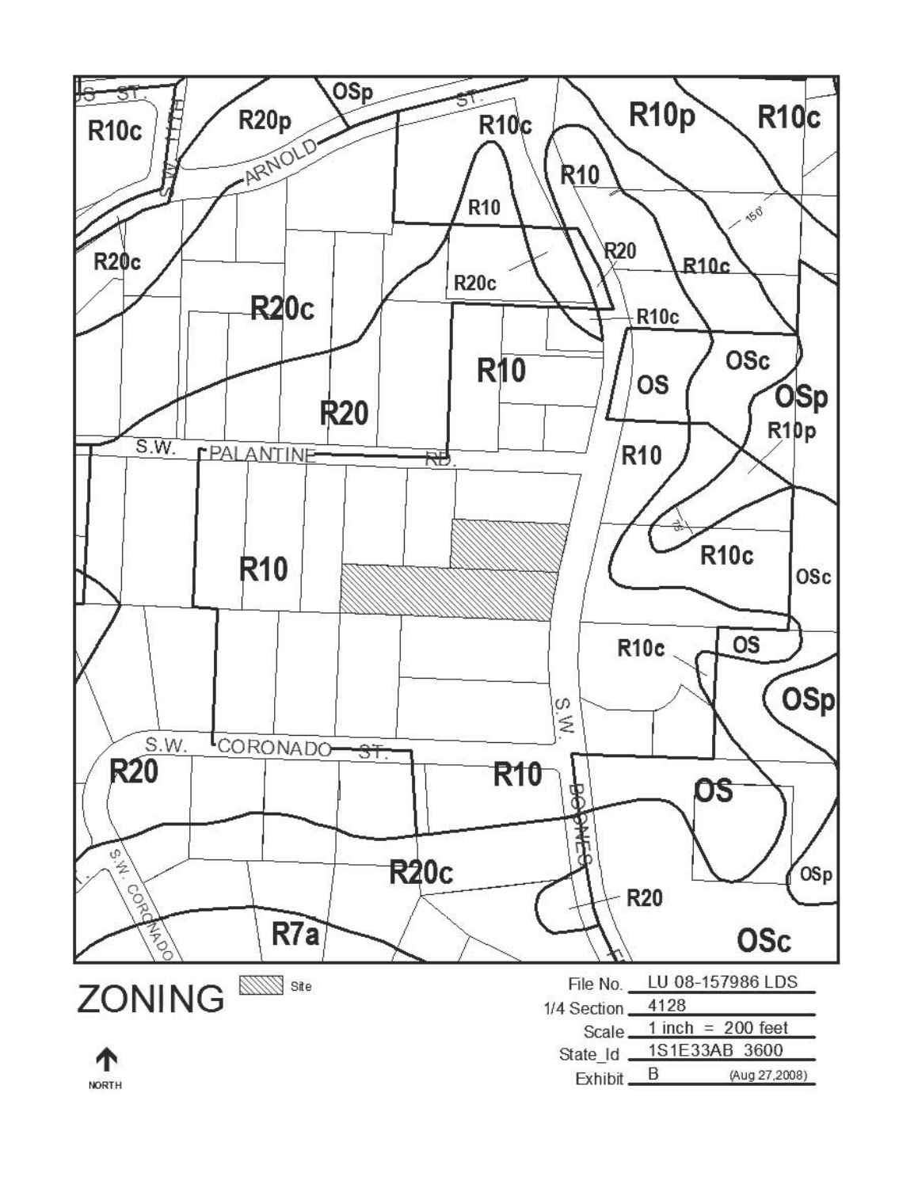ZONING

Site

NORTH

File No. LU 08-157986 LDS

1/4 Section 4128

Scale 1 inch = 200 feet

State_Id 1S1E33AB 3600

Exhibit B (Aug 27,2008)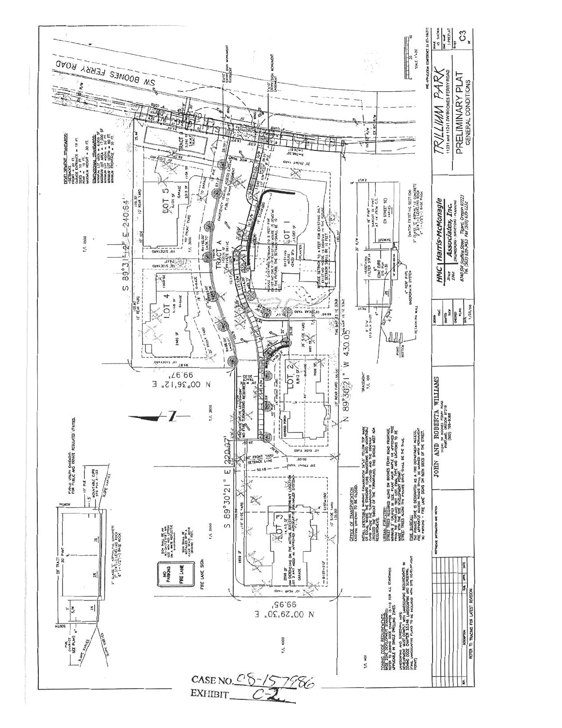# TRILLIUM PARK

11231 and 11241 SW BOONES FERRY ROAD

## PRELIMINARY PLAT

GENERAL CONDITIONS

SW BOONES FERRY ROAD

**DEVELOPMENT STANDARDS:**

SETBACKS:
FRONT = 20 FT.
GARAGE ENTRANCE = 18 FT.
SIDES = 10 FT.
REAR = 10 FT.
MAXIMUM HEIGHT = 30 FT.

**DIMENSIONAL STANDARDS:**
MINIMUM LOT AREA = 6,000 SF
MAXIMUM LOT AREA = 17,000 SF
MINIMUM LOT WIDTH = 50 FT.
MINIMUM LOT DEPTH = 60 FT.
MINIMUM FRONTAGE = 30 FT.

PUBLIC UTILITY EASEMENT: FOR PUBLIC AND PRIVATE REGULATED UTILITIES.

TRACT A
PRIVATE DRIVE

LOT 1
LOT 2
LOT 3
LOT 4
LOT 5

S 89°31'12" E 240.64'
N 00°36'12" E 99.97'
S 89°30'21" E 220.97'
N 00°29'30" E 99.95'
N 89°30'21" W 430.05'

NO PARKING
FIRE LANE

FIRE LANE SIGN

SIGN SHALL BE AN 18"x12" MIN. SIZE WITH RED LETTERS ON A WHITE REFLECTIVE BACKGROUND.

SIGN SHALL BE INSTALLED WITH A CLEAR HEIGHT ABOVE GROUND 7 FEET.

**OFFICE OF TRANSPORTATION**

EXISTING DRIVEWAY TO BE CLOSED.

INSTALL DETECTABLE WARNING DEMARCATION 24"x6" YELLOW TOP MARK OR EQUAL WHERE THE STANDARD CURB TRANSITIONS INTO MOUNTABLE CURB WHERE THE TURNAROUND IS LOCATED AND THE SIDEWALK CROSSES THE THROAT OF THE TURNAROUND. THIS SHOULD MEET ADA REQUIREMENTS.

**URBAN FORESTRY:**

STREET TREES REQUIRED ALONG SW BOONES FERRY ROAD FRONTAGE. MINIMUM 2" CALIPER IN SIZE. PLANT ACER MAPLE OR APPROVED TREE FROM THE PORTLAND TREE LIST. FINAL TYPE AND LOCATIONS TO BE MADE WITH THE SITE DEVELOPMENT PERMIT. STREET TREES ALONG THE PRIVATE DRIVE SHALL BE THE SAME.

**FIRE BUREAU:**

THE PRIVATE DRIVE IS DESIGNATED AS A FIRE DEPARTMENT ACCESS. FIRE APPARATUS ACCESS ROADS SHALL BE MARKED WITH PERMANENT 'NO PARKING - FIRE LANE' SIGNS ON BOTH SIDES OF THE STREET.

**ZONING CODE REQUIREMENTS:**

BASE ZONE DEVELOPMENT STANDARDS:
REFER TO ZONING CODE CHAPTER 33.110 FOR ALL STANDARDS APPLICABLE IN SINGLE DWELLING ZONES.

LANDSCAPING AND SCREENING NOTE:
DEVELOPMENT MUST COMPLY WITH LANDSCAPING REQUIREMENTS IN ZONING CODE CHAPTER 33.248 LANDSCAPING AND SCREENING. (FINAL LANDSCAPING PLANS TO BE INCLUDED WITH SITE DEVELOPMENT PERMIT)

JOHN AND ROBERTA WILLIAMS
11241 SW BOONES FERRY ROAD
PORTLAND, OREGON 97219
(503) 768-9268

HMC Harris-McMonagle Associates, Inc.
ENGINEERING - SURVEYING - PLANNING
8740 SW Scholls Ferry Road, Tigard, Oregon 97223
Tel. (503) 639-3453 Fax (503) 639-1232

DATE: 1/23/08

SCALE: AS SHOWN
SHEET: C3

PRE-APPLICATION CONFERENCE 06-172111

CASE NO. 08-157986
EXHIBIT C-2